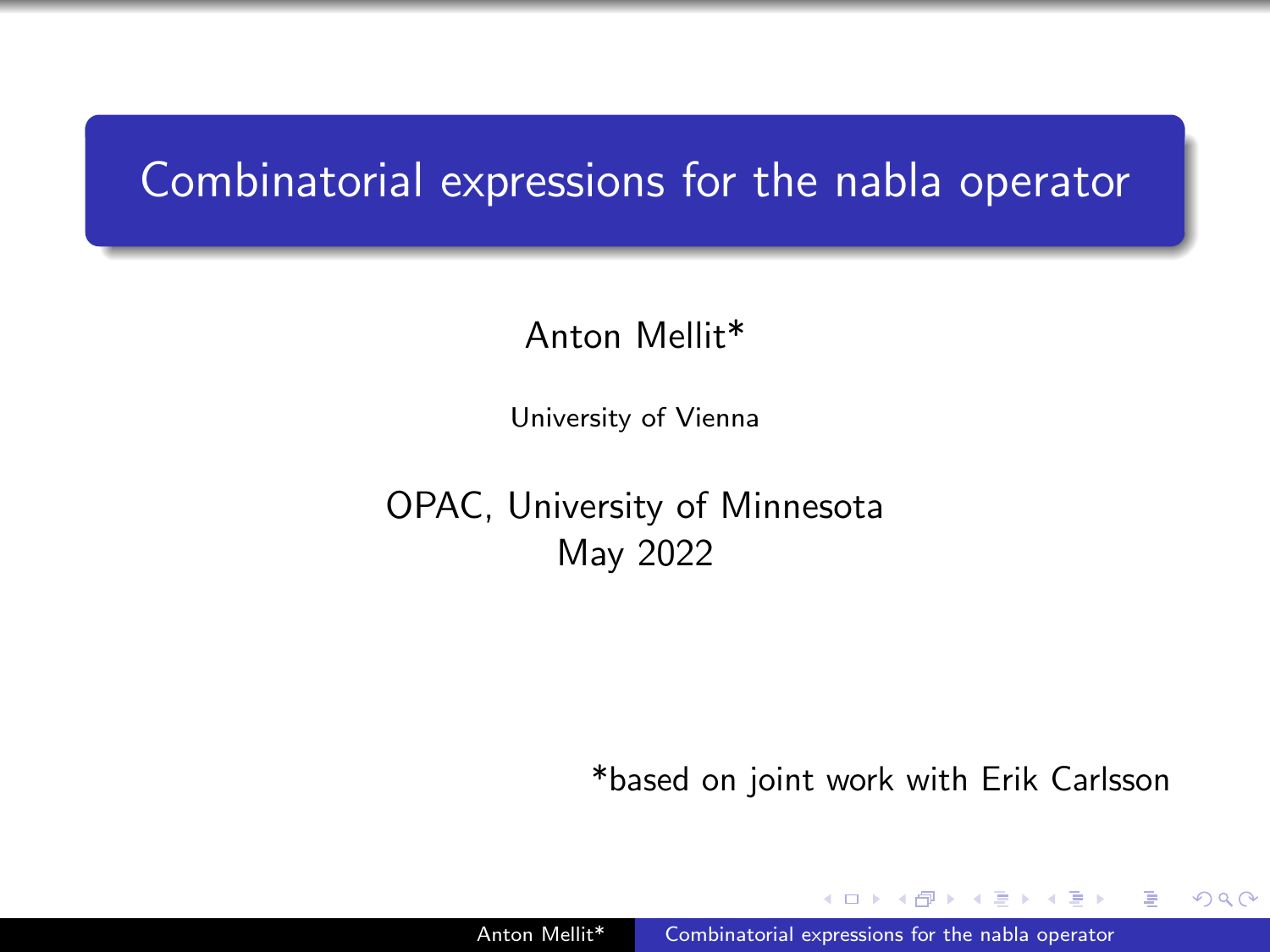# Combinatorial expressions for the nabla operator

Anton Mellit*

University of Vienna

OPAC, University of Minnesota
May 2022

*based on joint work with Erik Carlsson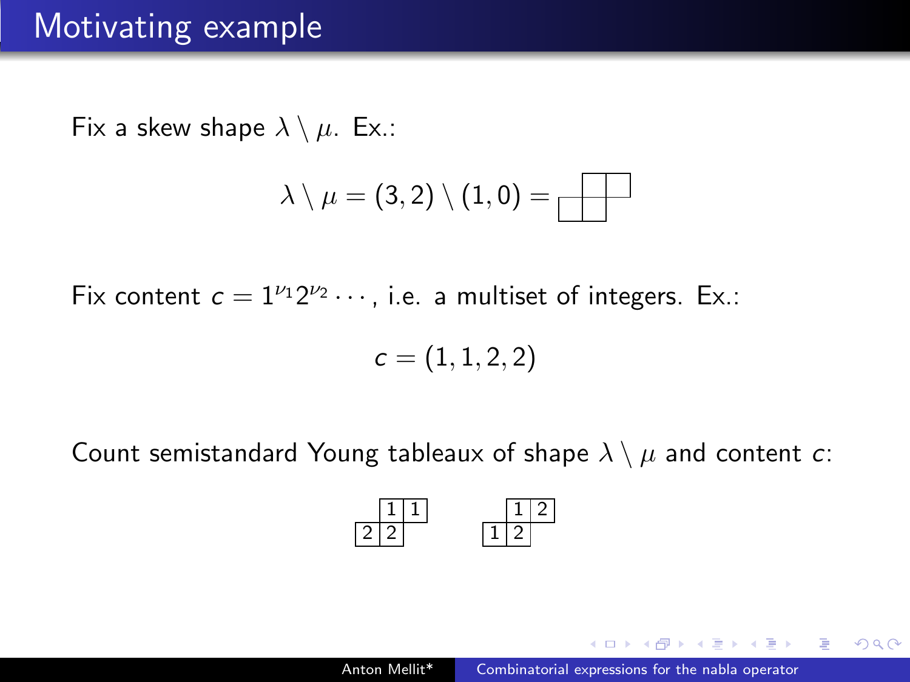# Motivating example

Fix a skew shape $\lambda \setminus \mu$. Ex.:

$$\lambda \setminus \mu = (3,2) \setminus (1,0) = \begin{array}{|c|c|c|}\cline{2-3} \multicolumn{1}{c|}{} & & \\ \hline & & \multicolumn{1}{c}{} \\ \cline{1-2}\end{array}$$

Fix content $c = 1^{\nu_1} 2^{\nu_2} \cdots$, i.e. a multiset of integers. Ex.:

$$c = (1,1,2,2)$$

Count semistandard Young tableaux of shape $\lambda \setminus \mu$ and content $c$:

$$\begin{array}{|c|c|c|}\cline{2-3} \multicolumn{1}{c|}{} & 1 & 1 \\ \hline 2 & 2 & \multicolumn{1}{c}{} \\ \cline{1-2}\end{array} \qquad \begin{array}{|c|c|c|}\cline{2-3} \multicolumn{1}{c|}{} & 1 & 2 \\ \hline 1 & 2 & \multicolumn{1}{c}{} \\ \cline{1-2}\end{array}$$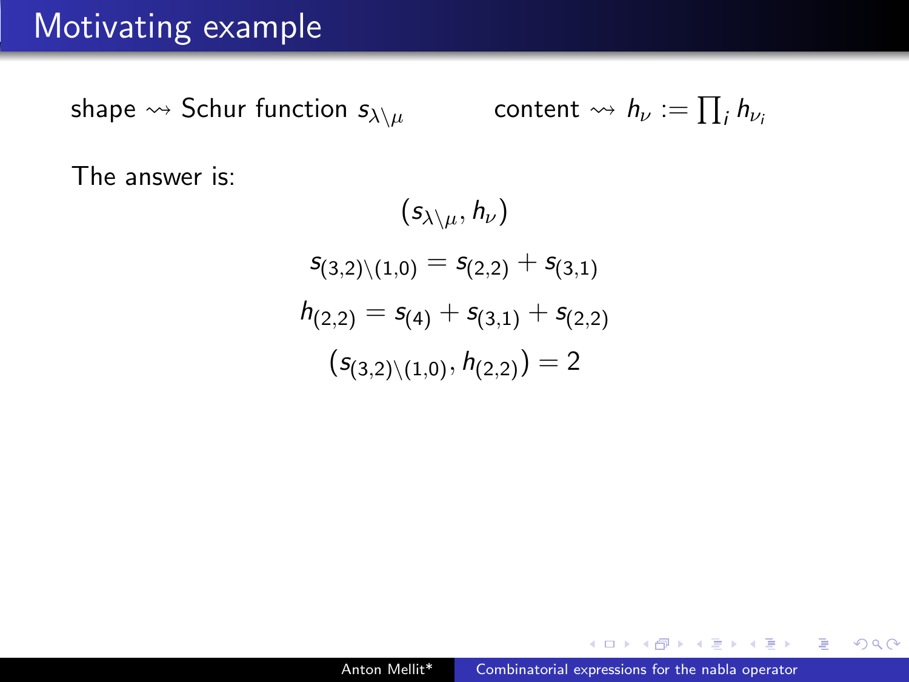# Motivating example

shape $\rightsquigarrow$ Schur function $s_{\lambda\setminus\mu}$ content $\rightsquigarrow$ $h_\nu := \prod_i h_{\nu_i}$

The answer is:

$$(s_{\lambda\setminus\mu}, h_\nu)$$

$$s_{(3,2)\setminus(1,0)} = s_{(2,2)} + s_{(3,1)}$$

$$h_{(2,2)} = s_{(4)} + s_{(3,1)} + s_{(2,2)}$$

$$(s_{(3,2)\setminus(1,0)}, h_{(2,2)}) = 2$$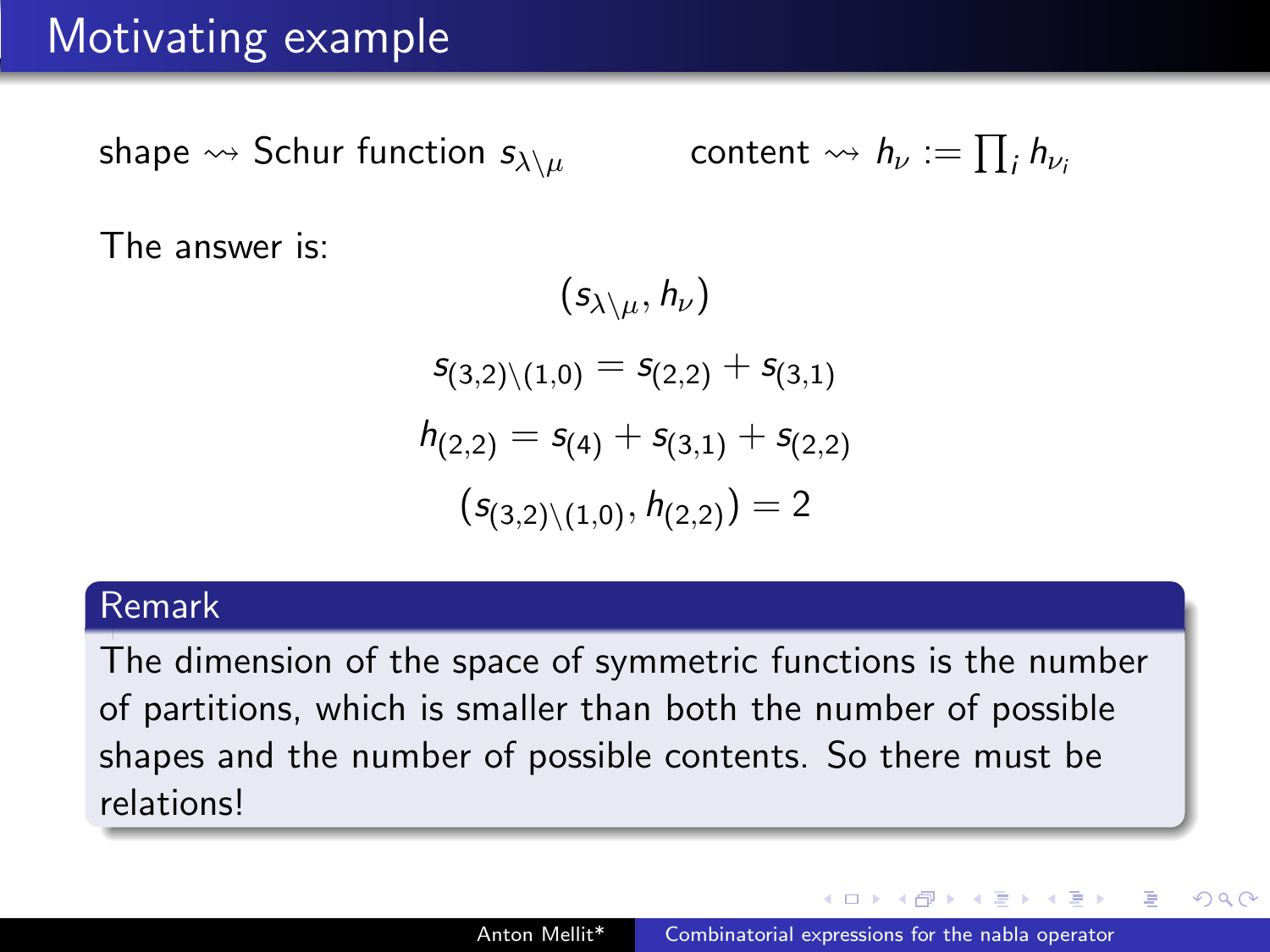# Motivating example

shape $\rightsquigarrow$ Schur function $s_{\lambda\setminus\mu}$ content $\rightsquigarrow$ $h_\nu := \prod_i h_{\nu_i}$

The answer is:

$$(s_{\lambda\setminus\mu}, h_\nu)$$

$$s_{(3,2)\setminus(1,0)} = s_{(2,2)} + s_{(3,1)}$$

$$h_{(2,2)} = s_{(4)} + s_{(3,1)} + s_{(2,2)}$$

$$(s_{(3,2)\setminus(1,0)}, h_{(2,2)}) = 2$$

**Remark**

The dimension of the space of symmetric functions is the number of partitions, which is smaller than both the number of possible shapes and the number of possible contents. So there must be relations!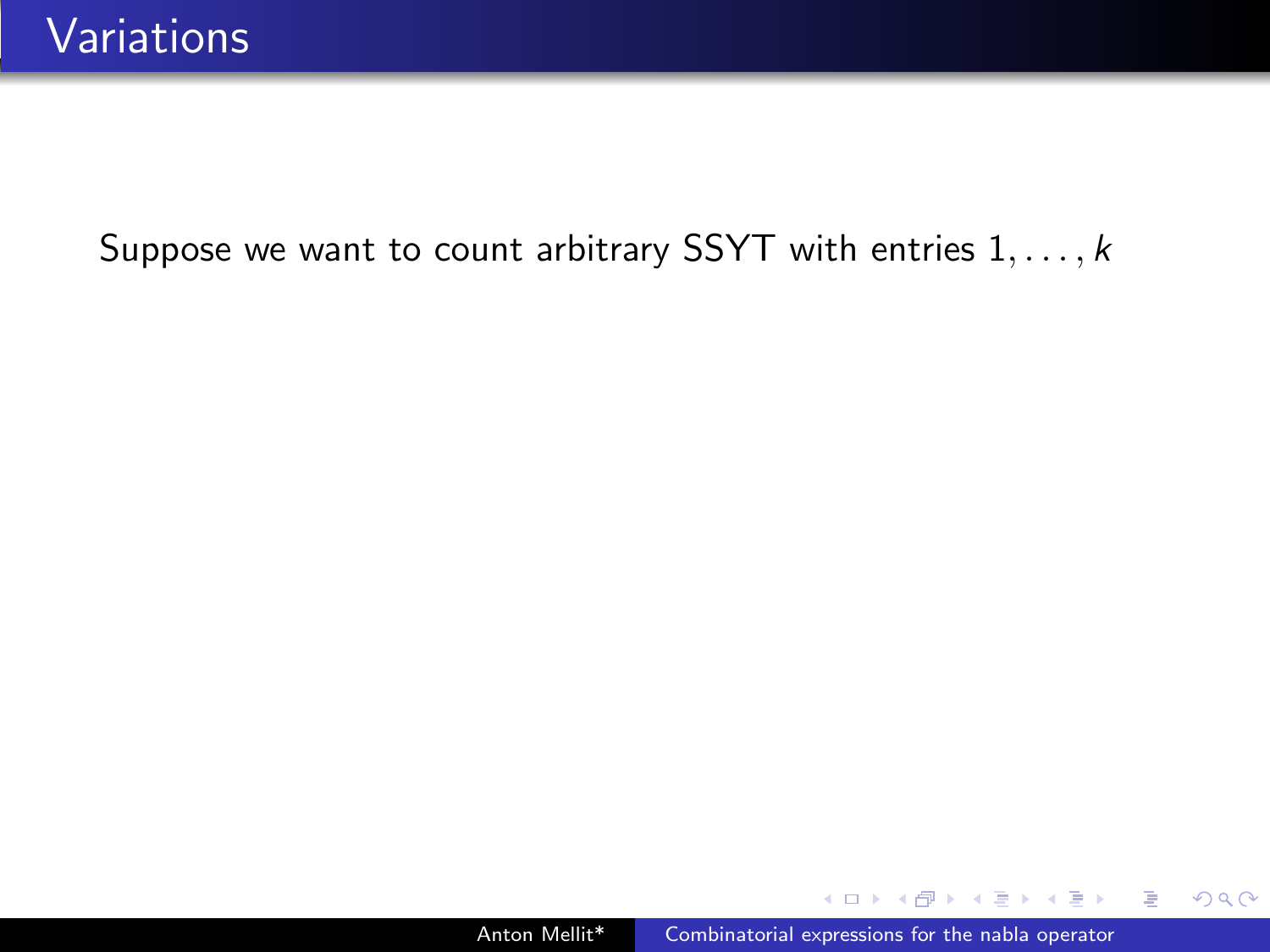# Variations

Suppose we want to count arbitrary SSYT with entries $1, \ldots, k$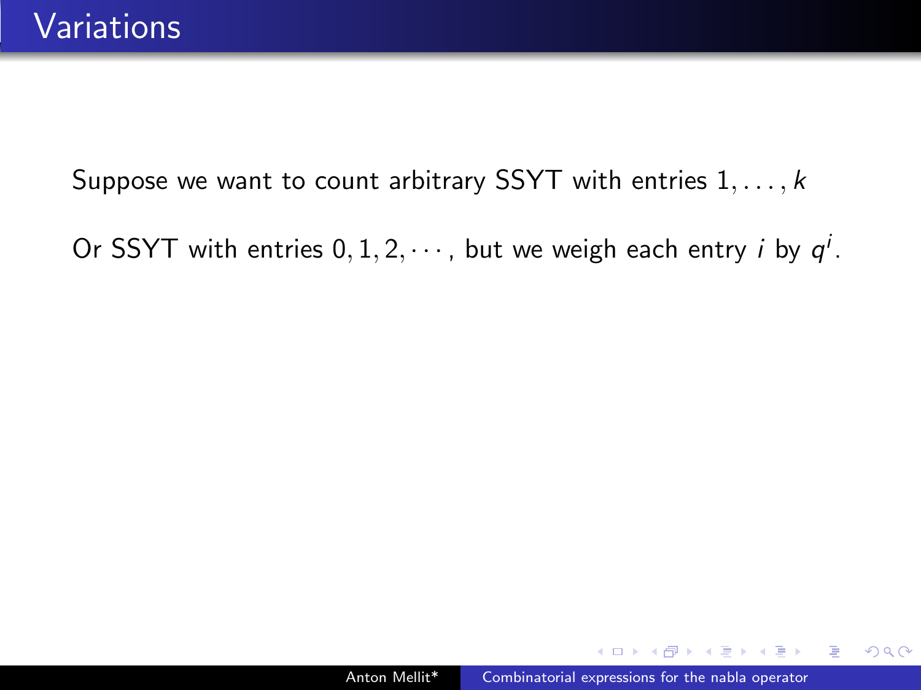# Variations

Suppose we want to count arbitrary SSYT with entries $1, \ldots, k$

Or SSYT with entries $0, 1, 2, \cdots$, but we weigh each entry $i$ by $q^i$.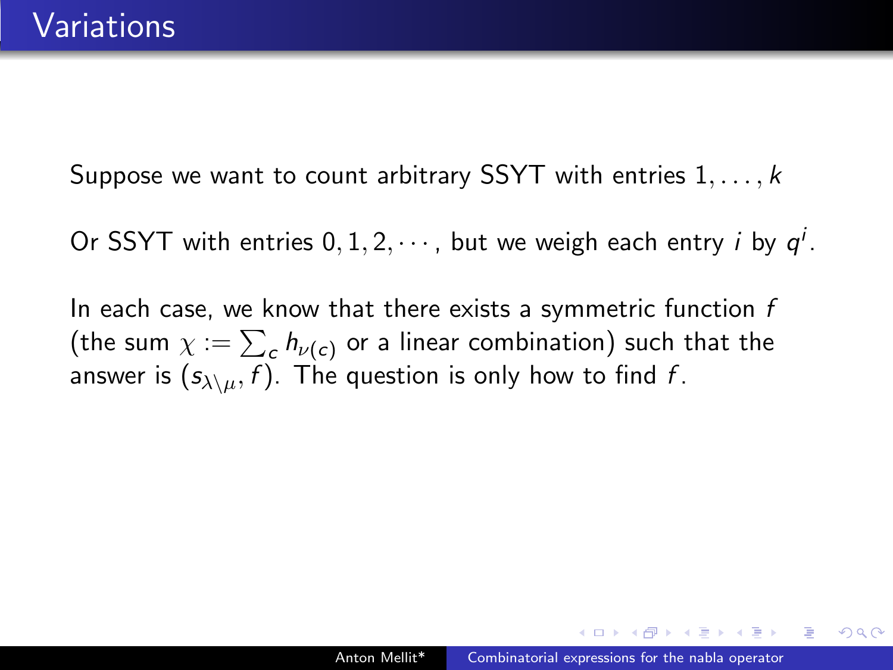# Variations

Suppose we want to count arbitrary SSYT with entries $1, \dots, k$

Or SSYT with entries $0, 1, 2, \cdots$, but we weigh each entry $i$ by $q^i$.

In each case, we know that there exists a symmetric function $f$ (the sum $\chi := \sum_c h_{\nu(c)}$ or a linear combination) such that the answer is $(s_{\lambda\setminus\mu}, f)$. The question is only how to find $f$.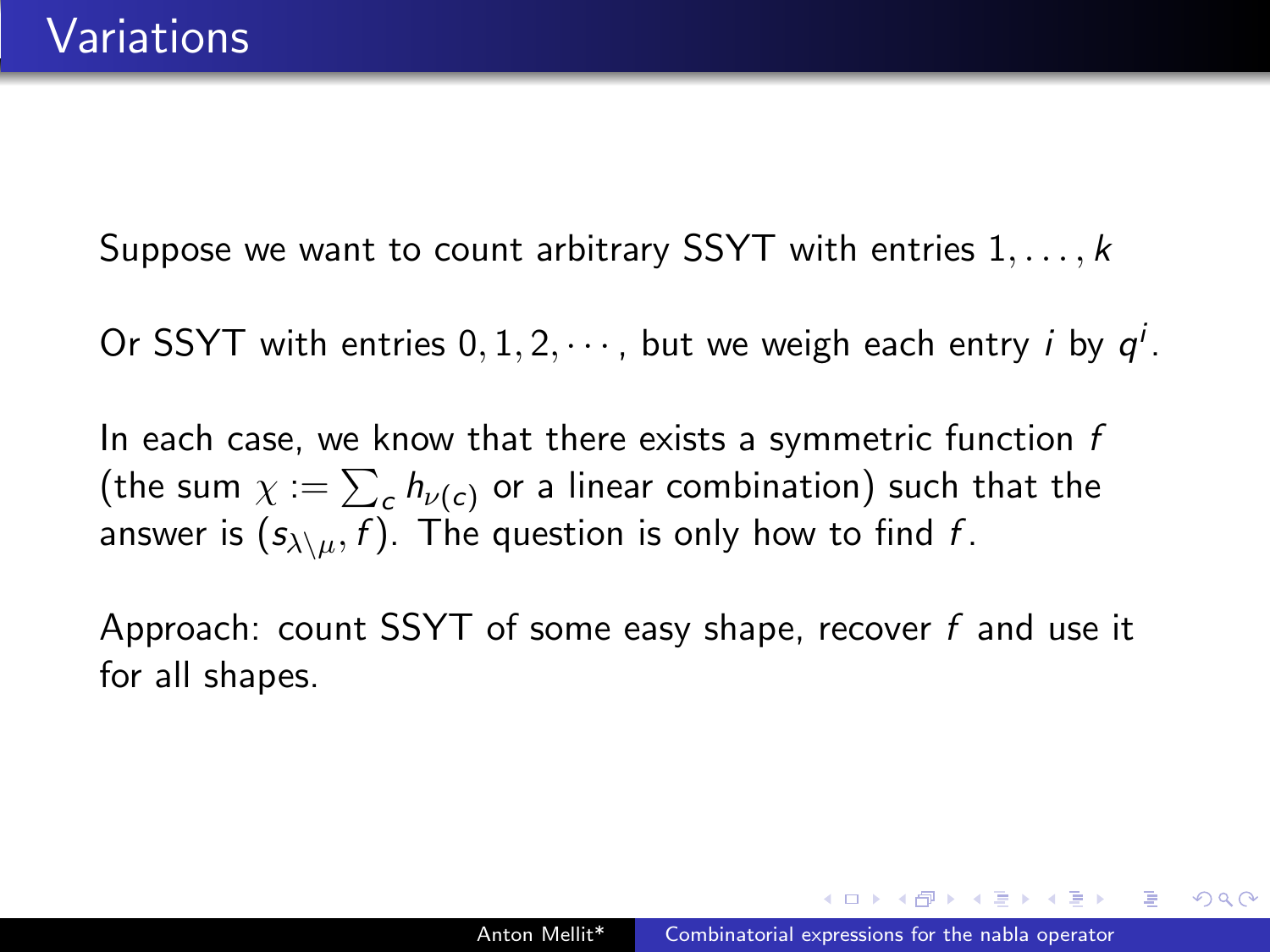# Variations

Suppose we want to count arbitrary SSYT with entries $1, \dots, k$

Or SSYT with entries $0, 1, 2, \cdots$, but we weigh each entry $i$ by $q^i$.

In each case, we know that there exists a symmetric function $f$ (the sum $\chi := \sum_c h_{\nu(c)}$ or a linear combination) such that the answer is $(s_{\lambda\setminus\mu}, f)$. The question is only how to find $f$.

Approach: count SSYT of some easy shape, recover $f$ and use it for all shapes.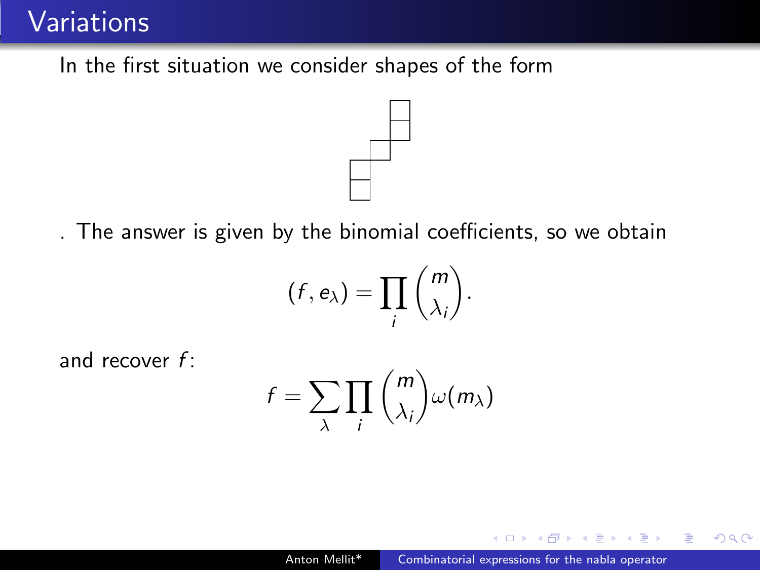# Variations

In the first situation we consider shapes of the form

. The answer is given by the binomial coefficients, so we obtain

$$(f, e_\lambda) = \prod_i \binom{m}{\lambda_i}.$$

and recover $f$:

$$f = \sum_\lambda \prod_i \binom{m}{\lambda_i} \omega(m_\lambda)$$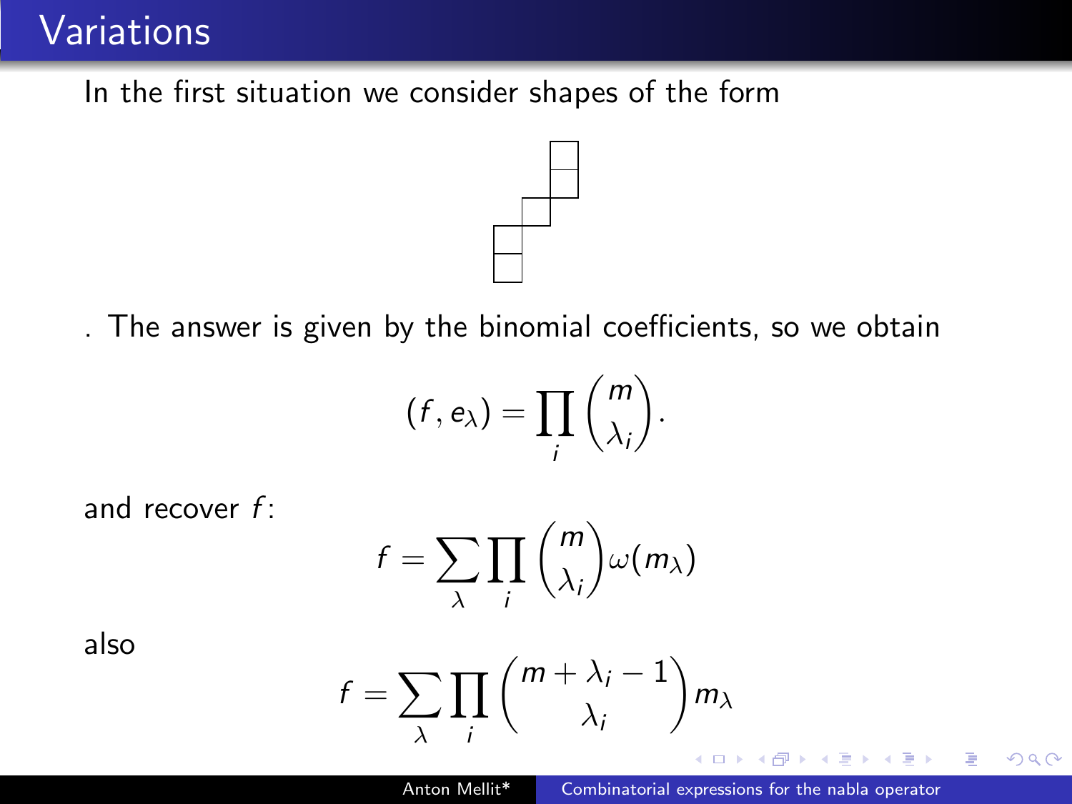# Variations

In the first situation we consider shapes of the form

. The answer is given by the binomial coefficients, so we obtain

$$(f, e_\lambda) = \prod_i \binom{m}{\lambda_i}.$$

and recover $f$:

$$f = \sum_\lambda \prod_i \binom{m}{\lambda_i} \omega(m_\lambda)$$

also

$$f = \sum_\lambda \prod_i \binom{m + \lambda_i - 1}{\lambda_i} m_\lambda$$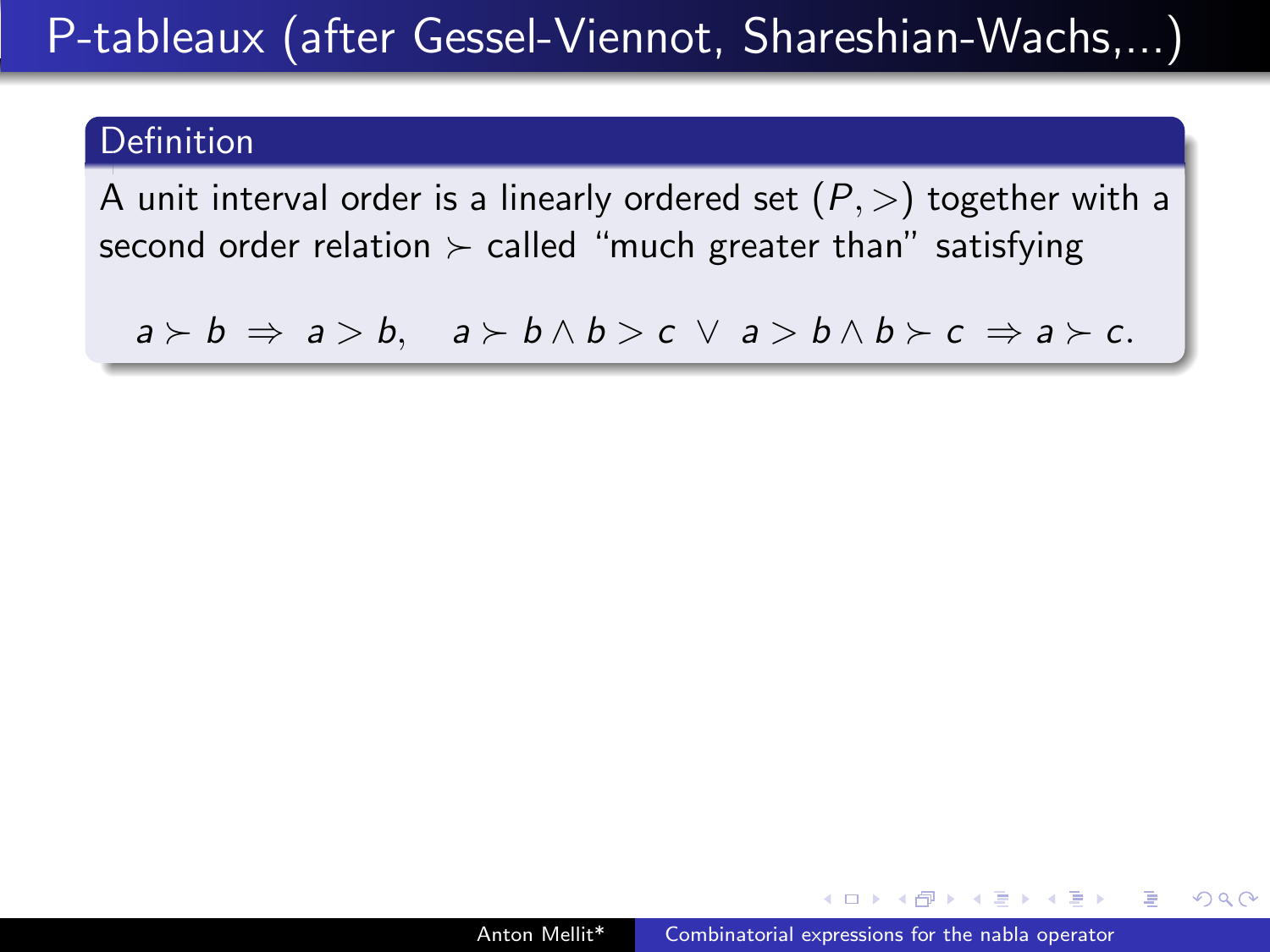# P-tableaux (after Gessel-Viennot, Shareshian-Wachs,...)

**Definition**

A unit interval order is a linearly ordered set $(P, >)$ together with a second order relation $\succ$ called "much greater than" satisfying

$$a \succ b \;\Rightarrow\; a > b, \quad a \succ b \wedge b > c \;\vee\; a > b \wedge b \succ c \;\Rightarrow a \succ c.$$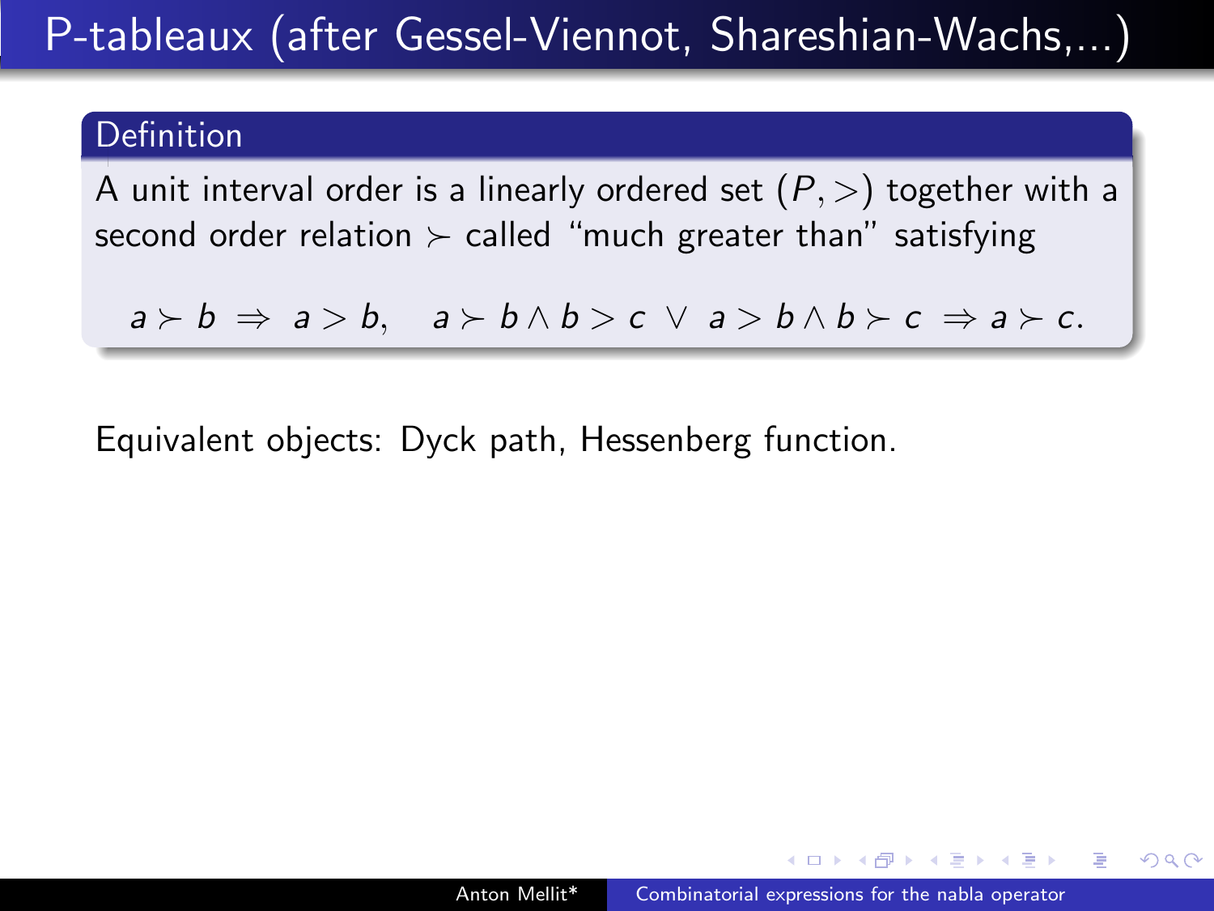# P-tableaux (after Gessel-Viennot, Shareshian-Wachs,...)

**Definition**

A unit interval order is a linearly ordered set $(P, >)$ together with a second order relation $\succ$ called "much greater than" satisfying

$$a \succ b \;\Rightarrow\; a > b, \quad a \succ b \wedge b > c \;\vee\; a > b \wedge b \succ c \;\Rightarrow a \succ c.$$

Equivalent objects: Dyck path, Hessenberg function.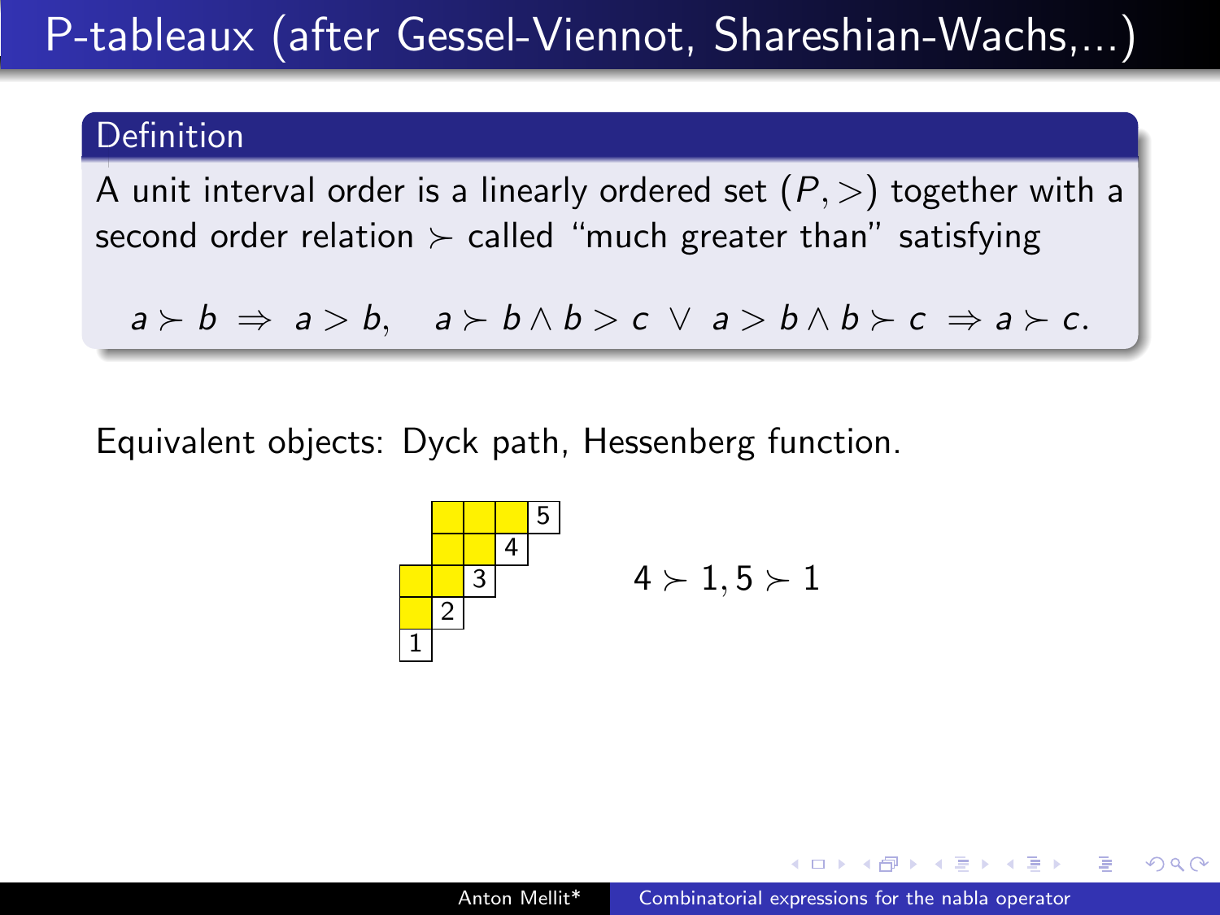# P-tableaux (after Gessel-Viennot, Shareshian-Wachs,...)

**Definition**

A unit interval order is a linearly ordered set $(P, >)$ together with a second order relation $\succ$ called "much greater than" satisfying

$$a \succ b \Rightarrow a > b, \quad a \succ b \wedge b > c \vee a > b \wedge b \succ c \Rightarrow a \succ c.$$

Equivalent objects: Dyck path, Hessenberg function.

$4 \succ 1, 5 \succ 1$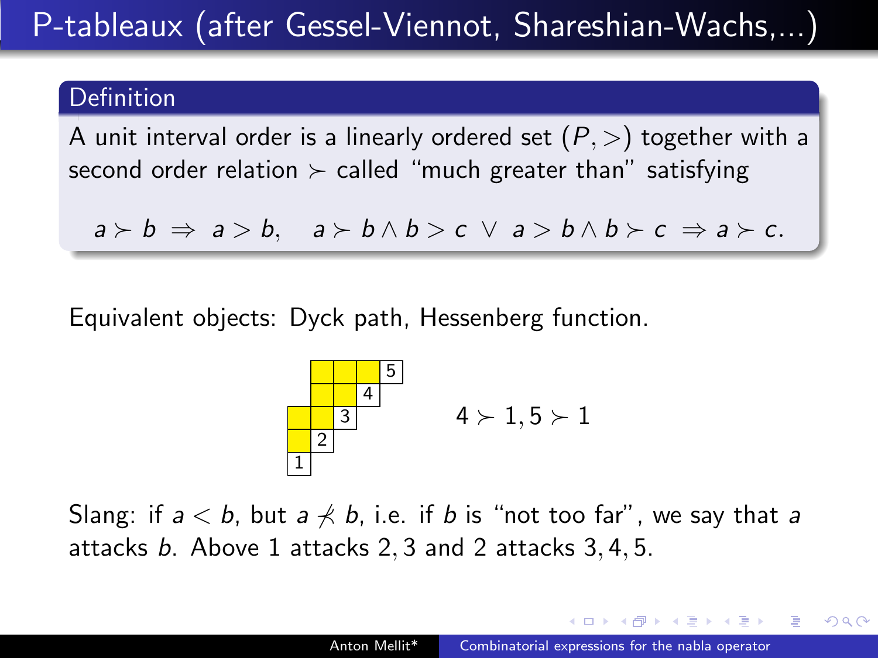# P-tableaux (after Gessel-Viennot, Shareshian-Wachs,...)

**Definition**

A unit interval order is a linearly ordered set $(P, >)$ together with a second order relation $\succ$ called "much greater than" satisfying

$$a \succ b \;\Rightarrow\; a > b, \quad a \succ b \wedge b > c \;\vee\; a > b \wedge b \succ c \;\Rightarrow a \succ c.$$

Equivalent objects: Dyck path, Hessenberg function.

$4 \succ 1, 5 \succ 1$

Slang: if $a < b$, but $a \not\prec b$, i.e. if $b$ is "not too far", we say that $a$ attacks $b$. Above 1 attacks $2, 3$ and 2 attacks $3, 4, 5$.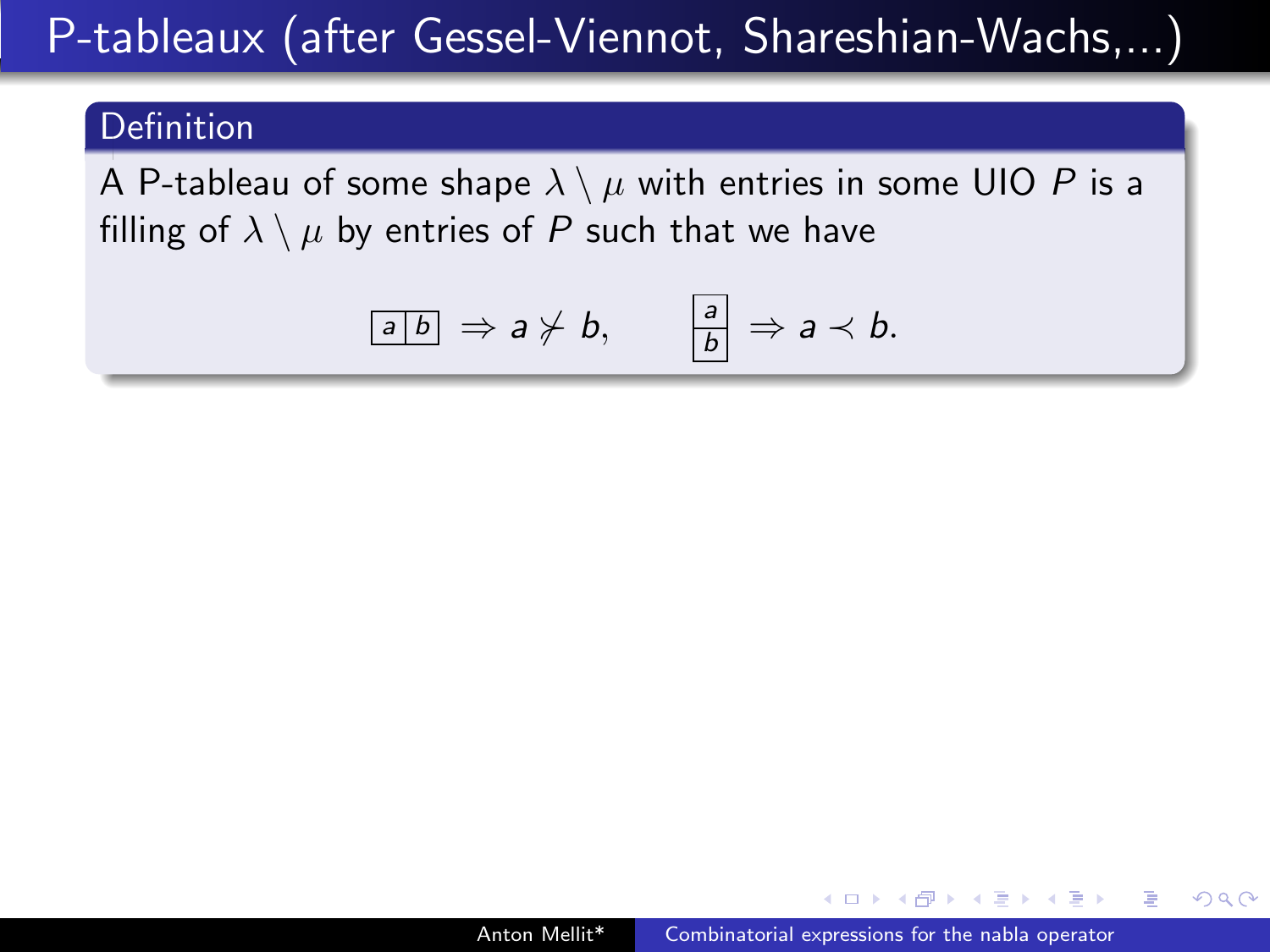# P-tableaux (after Gessel-Viennot, Shareshian-Wachs,...)

**Definition**

A P-tableau of some shape $\lambda \setminus \mu$ with entries in some UIO $P$ is a filling of $\lambda \setminus \mu$ by entries of $P$ such that we have

$$\boxed{a\,|\,b} \Rightarrow a \not\succ b, \qquad \begin{array}{|c|}\hline a \\ \hline b \\ \hline \end{array} \Rightarrow a \prec b.$$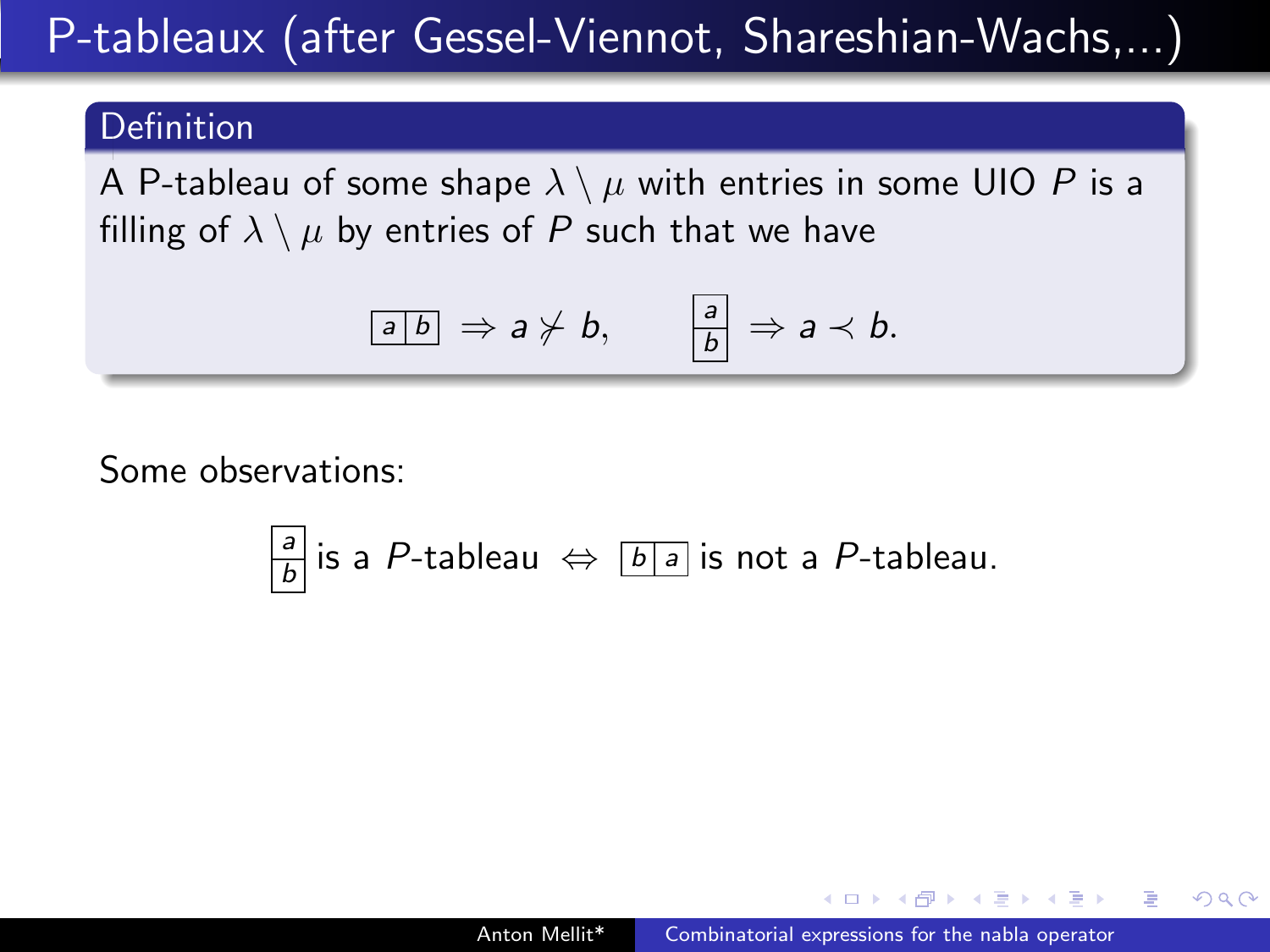# P-tableaux (after Gessel-Viennot, Shareshian-Wachs,...)

**Definition**

A P-tableau of some shape $\lambda \setminus \mu$ with entries in some UIO $P$ is a filling of $\lambda \setminus \mu$ by entries of $P$ such that we have

$$\boxed{a \mid b} \Rightarrow a \not\succ b, \qquad \begin{array}{|c|}\hline a \\ \hline b \\ \hline\end{array} \Rightarrow a \prec b.$$

Some observations:

$$\begin{array}{|c|}\hline a \\ \hline b \\ \hline\end{array} \text{ is a } P\text{-tableau} \Leftrightarrow \boxed{b \mid a} \text{ is not a } P\text{-tableau.}$$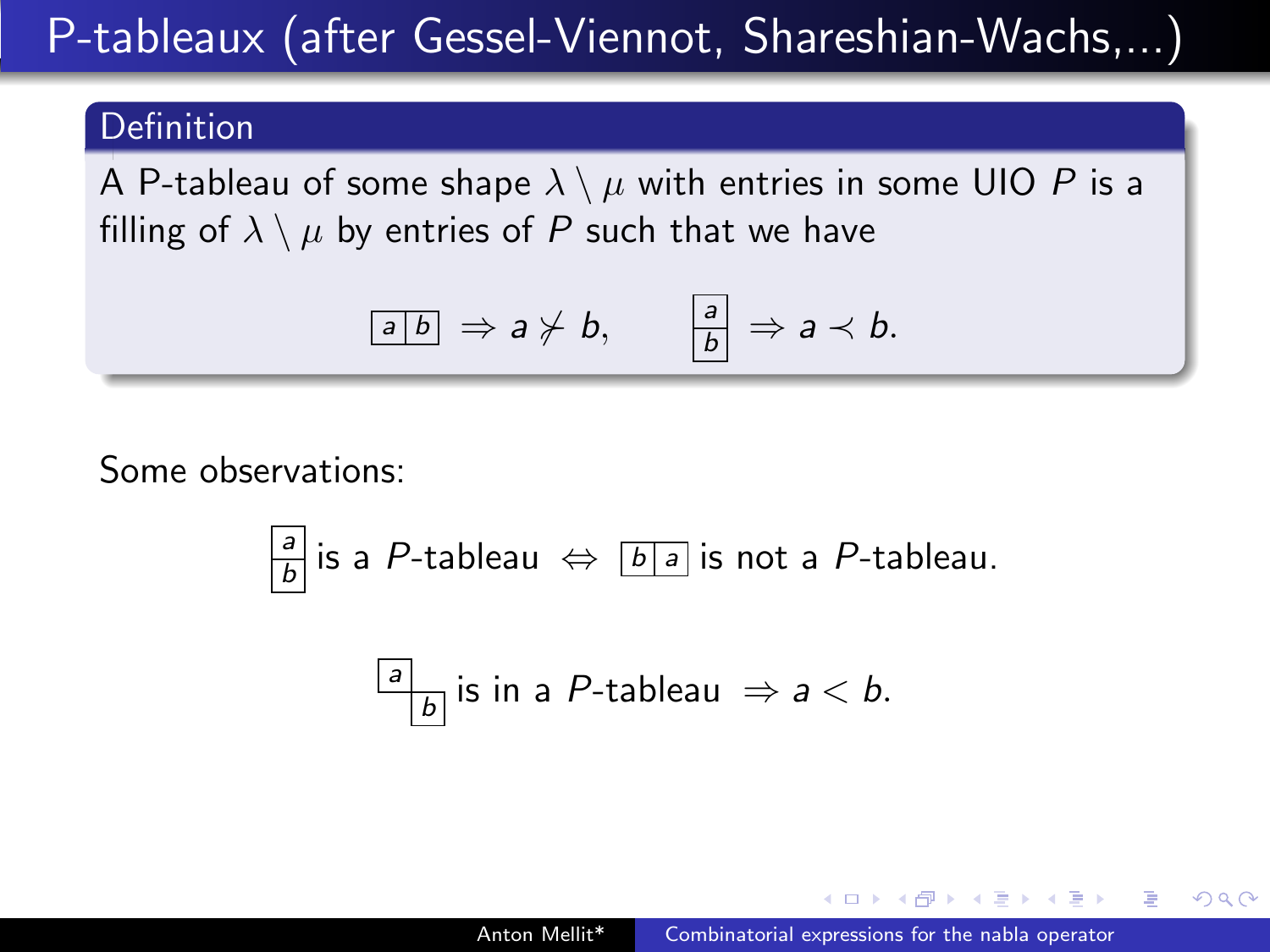# P-tableaux (after Gessel-Viennot, Shareshian-Wachs,...)

**Definition**

A P-tableau of some shape $\lambda \setminus \mu$ with entries in some UIO $P$ is a filling of $\lambda \setminus \mu$ by entries of $P$ such that we have

$$\boxed{a \mid b} \Rightarrow a \nsucc b, \qquad \begin{array}{|c|}\hline a \\ \hline b \\ \hline\end{array} \Rightarrow a \prec b.$$

Some observations:

$$\begin{array}{|c|}\hline a \\ \hline b \\ \hline\end{array} \text{ is a } P\text{-tableau} \Leftrightarrow \boxed{b \mid a} \text{ is not a } P\text{-tableau.}$$

$$\begin{array}{|c|c}\cline{1-1} a & \\ \hline & \multicolumn{1}{|c|}{b} \\ \cline{2-2}\end{array} \text{ is in a } P\text{-tableau } \Rightarrow a < b.$$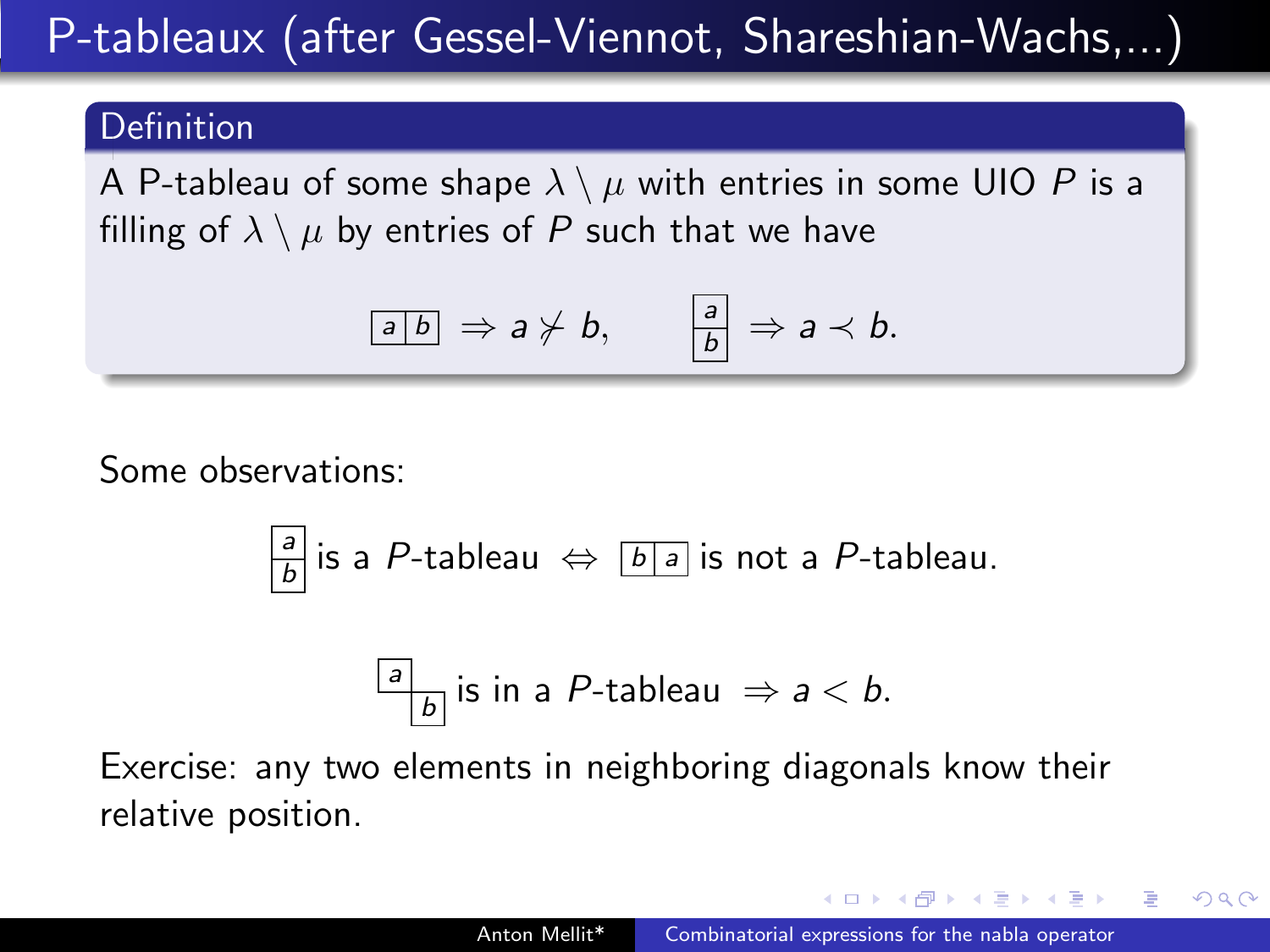# P-tableaux (after Gessel-Viennot, Shareshian-Wachs,...)

**Definition**

A P-tableau of some shape $\lambda \setminus \mu$ with entries in some UIO $P$ is a filling of $\lambda \setminus \mu$ by entries of $P$ such that we have

$$\boxed{a}\boxed{b} \Rightarrow a \not\succ b, \qquad \begin{array}{|c|}\hline a \\ \hline b \\ \hline \end{array} \Rightarrow a \prec b.$$

Some observations:

$$\begin{array}{|c|}\hline a \\ \hline b \\ \hline \end{array} \text{ is a } P\text{-tableau } \Leftrightarrow \boxed{b}\boxed{a} \text{ is not a } P\text{-tableau.}$$

$$\begin{array}{|c|c}\cline{1-1} a & \\ \hline & \multicolumn{1}{|c|}{b} \\ \cline{2-2} \end{array} \text{ is in a } P\text{-tableau } \Rightarrow a < b.$$

Exercise: any two elements in neighboring diagonals know their relative position.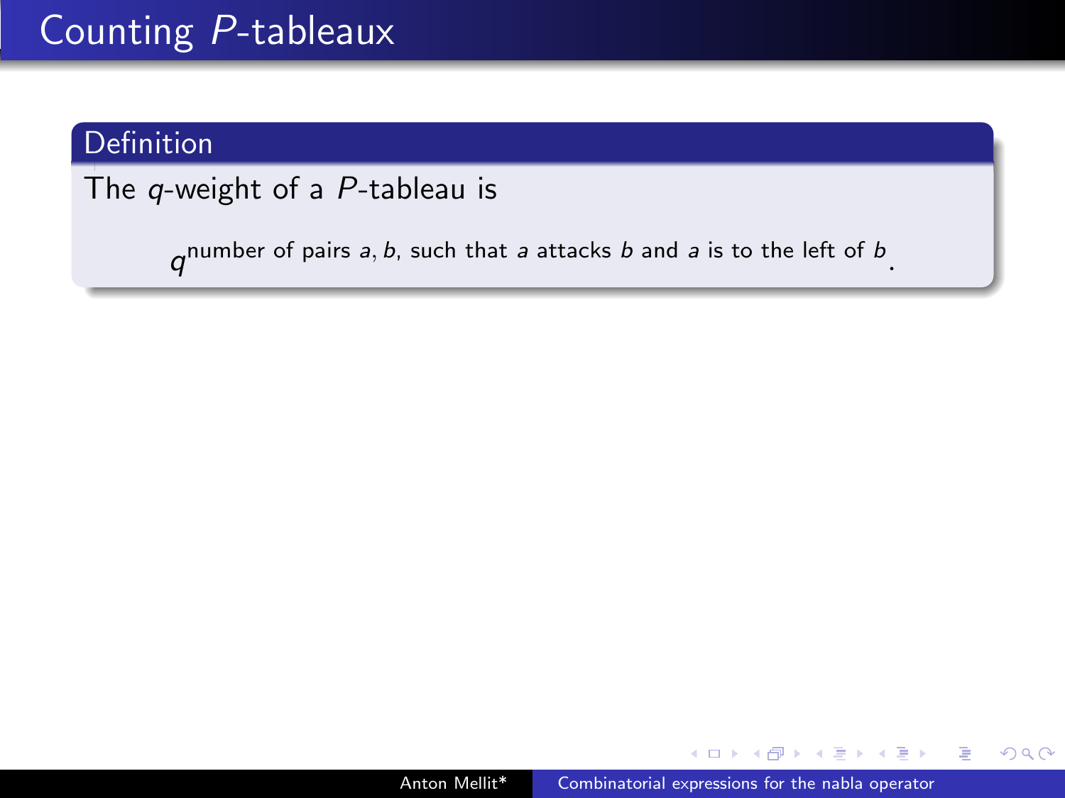# Counting $P$-tableaux

**Definition**

The $q$-weight of a $P$-tableau is

$$q^{\text{number of pairs } a, b, \text{ such that } a \text{ attacks } b \text{ and } a \text{ is to the left of } b}.$$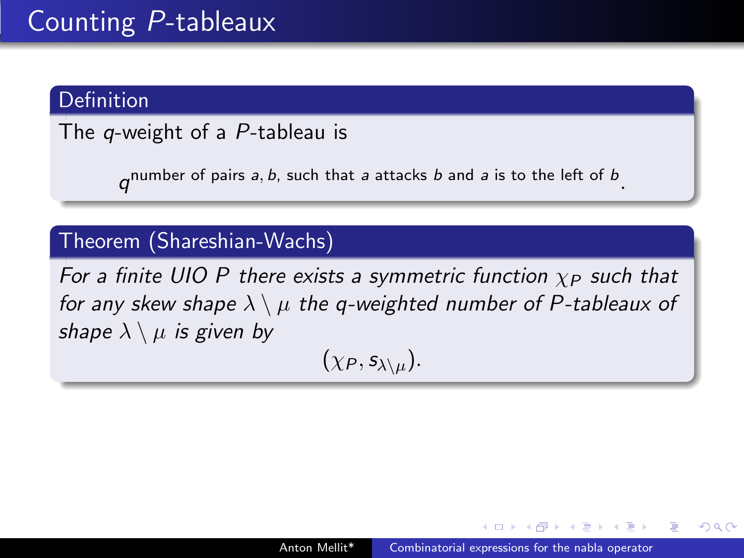# Counting $P$-tableaux

**Definition**

The $q$-weight of a $P$-tableau is

$$q^{\text{number of pairs } a, b, \text{ such that } a \text{ attacks } b \text{ and } a \text{ is to the left of } b}.$$

**Theorem (Shareshian-Wachs)**

*For a finite UIO $P$ there exists a symmetric function $\chi_P$ such that for any skew shape $\lambda \setminus \mu$ the q-weighted number of $P$-tableaux of shape $\lambda \setminus \mu$ is given by*

$$(\chi_P, s_{\lambda\setminus\mu}).$$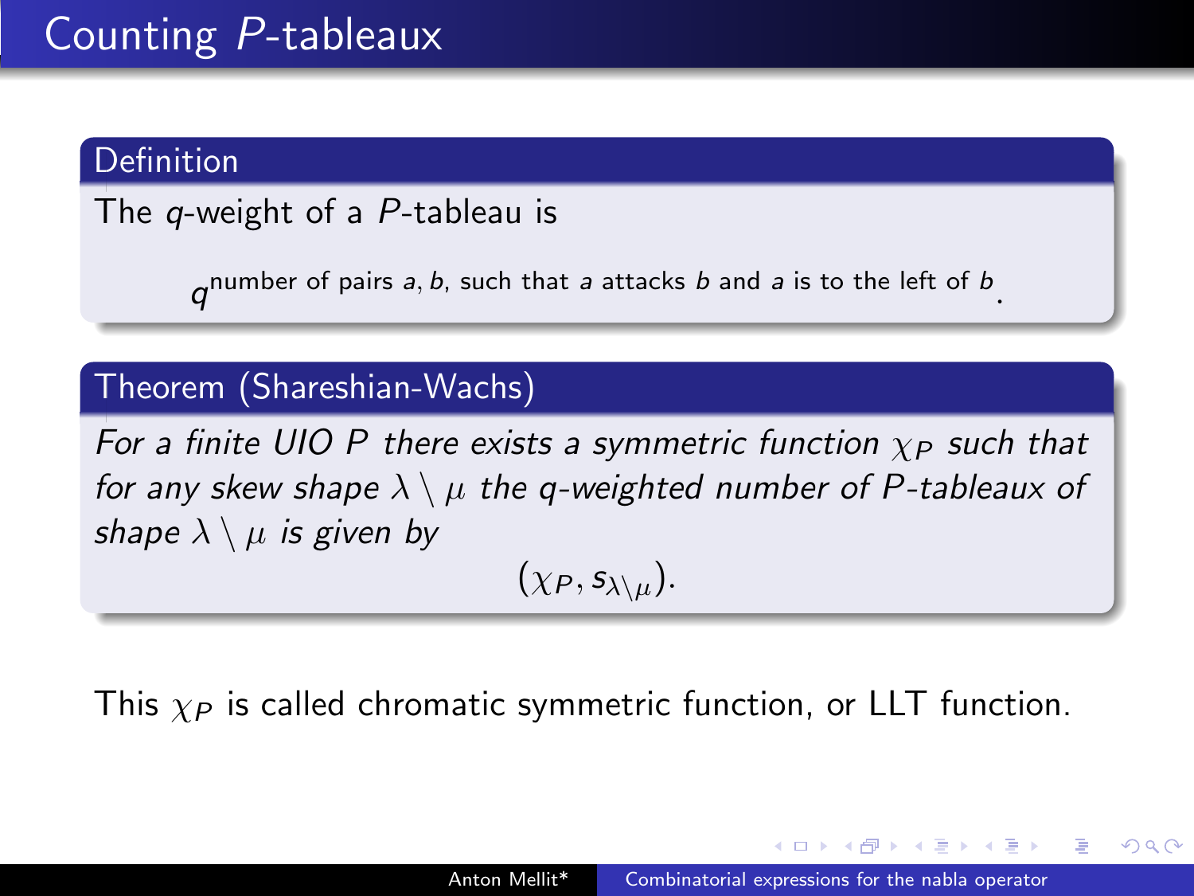# Counting $P$-tableaux

**Definition**

The $q$-weight of a $P$-tableau is

$$q^{\text{number of pairs } a, b, \text{ such that } a \text{ attacks } b \text{ and } a \text{ is to the left of } b}.$$

**Theorem (Shareshian-Wachs)**

*For a finite UIO $P$ there exists a symmetric function $\chi_P$ such that for any skew shape $\lambda \setminus \mu$ the q-weighted number of $P$-tableaux of shape $\lambda \setminus \mu$ is given by*

$$(\chi_P, s_{\lambda\setminus\mu}).$$

This $\chi_P$ is called chromatic symmetric function, or LLT function.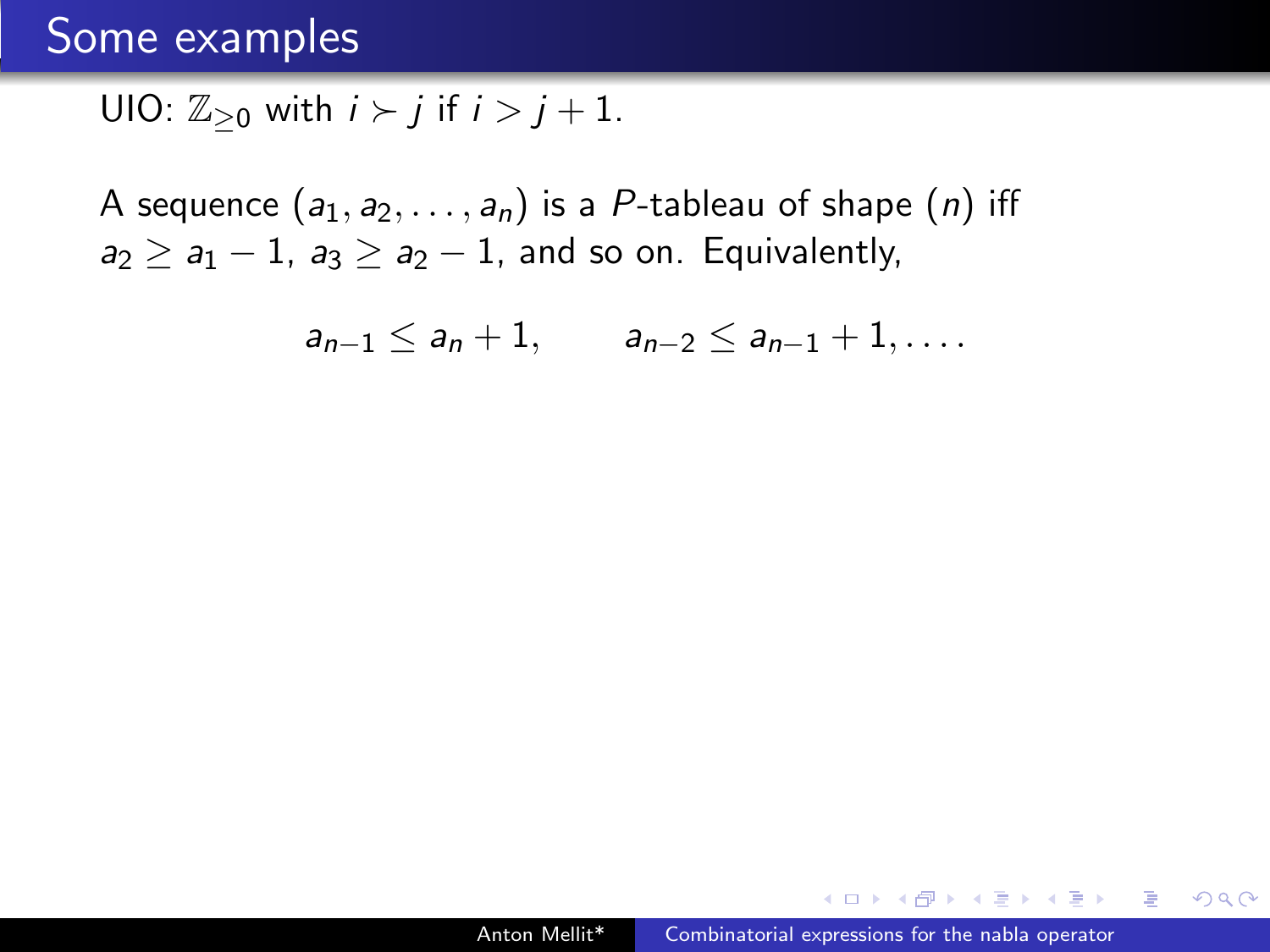# Some examples

UIO: $\mathbb{Z}_{\geq 0}$ with $i \succ j$ if $i > j+1$.

A sequence $(a_1, a_2, \ldots, a_n)$ is a $P$-tableau of shape $(n)$ iff $a_2 \geq a_1 - 1$, $a_3 \geq a_2 - 1$, and so on. Equivalently,

$$a_{n-1} \leq a_n + 1, \qquad a_{n-2} \leq a_{n-1} + 1, \ldots.$$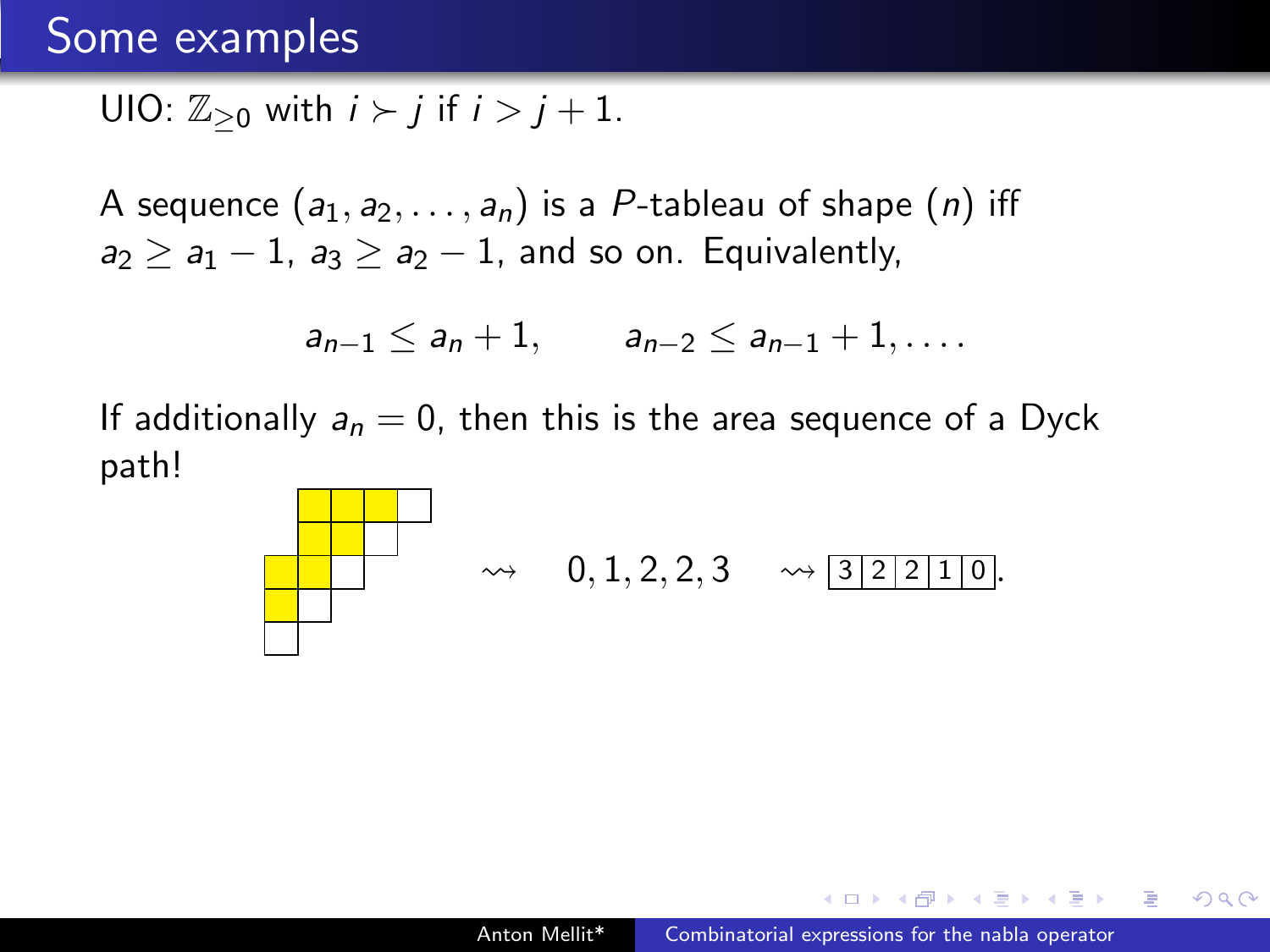# Some examples

UIO: $\mathbb{Z}_{\geq 0}$ with $i \succ j$ if $i > j+1$.

A sequence $(a_1, a_2, \ldots, a_n)$ is a $P$-tableau of shape $(n)$ iff $a_2 \geq a_1 - 1$, $a_3 \geq a_2 - 1$, and so on. Equivalently,

$$a_{n-1} \leq a_n + 1, \qquad a_{n-2} \leq a_{n-1} + 1, \ldots.$$

If additionally $a_n = 0$, then this is the area sequence of a Dyck path!

$$\rightsquigarrow \quad 0, 1, 2, 2, 3 \quad \rightsquigarrow \boxed{3\,|\,2\,|\,2\,|\,1\,|\,0}.$$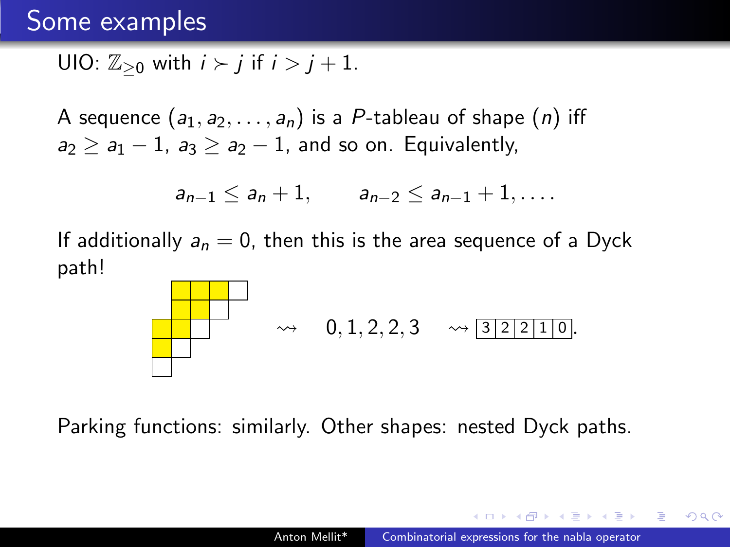# Some examples

UIO: $\mathbb{Z}_{\geq 0}$ with $i \succ j$ if $i > j + 1$.

A sequence $(a_1, a_2, \ldots, a_n)$ is a $P$-tableau of shape $(n)$ iff $a_2 \geq a_1 - 1$, $a_3 \geq a_2 - 1$, and so on. Equivalently,

$$a_{n-1} \leq a_n + 1, \qquad a_{n-2} \leq a_{n-1} + 1, \ldots.$$

If additionally $a_n = 0$, then this is the area sequence of a Dyck path!

$$\rightsquigarrow \quad 0, 1, 2, 2, 3 \quad \rightsquigarrow \boxed{3}\boxed{2}\boxed{2}\boxed{1}\boxed{0}.$$

Parking functions: similarly. Other shapes: nested Dyck paths.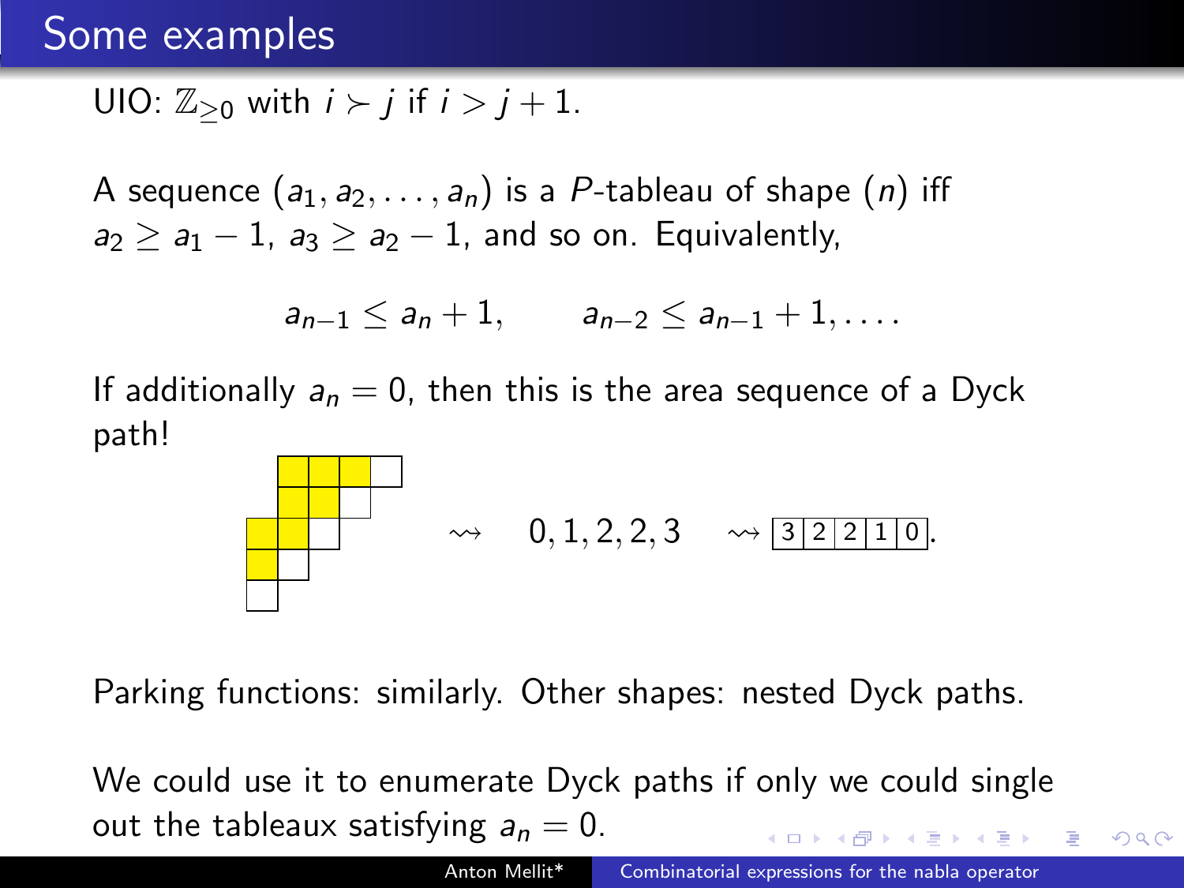# Some examples

UIO: $\mathbb{Z}_{\geq 0}$ with $i \succ j$ if $i > j+1$.

A sequence $(a_1, a_2, \ldots, a_n)$ is a $P$-tableau of shape $(n)$ iff $a_2 \geq a_1 - 1$, $a_3 \geq a_2 - 1$, and so on. Equivalently,

$$a_{n-1} \leq a_n + 1, \qquad a_{n-2} \leq a_{n-1} + 1, \ldots.$$

If additionally $a_n = 0$, then this is the area sequence of a Dyck path!

$$\rightsquigarrow \quad 0, 1, 2, 2, 3 \quad \rightsquigarrow \boxed{3\,|\,2\,|\,2\,|\,1\,|\,0}.$$

Parking functions: similarly. Other shapes: nested Dyck paths.

We could use it to enumerate Dyck paths if only we could single out the tableaux satisfying $a_n = 0$.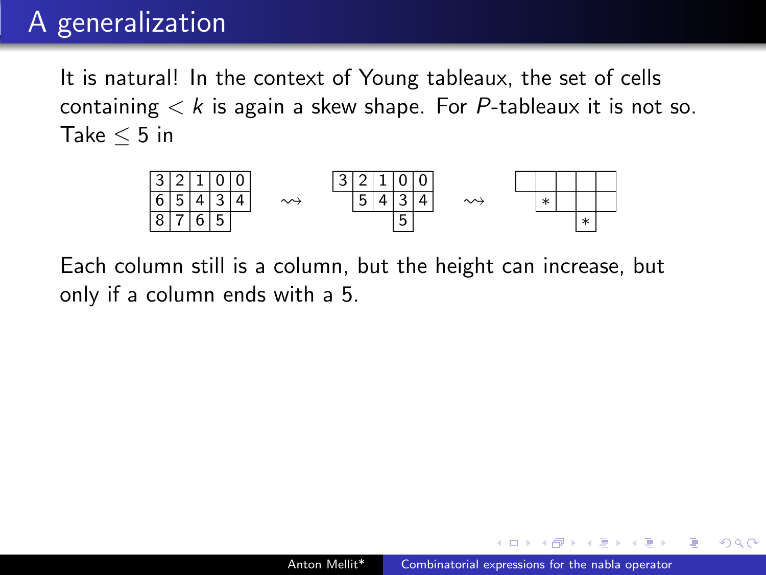# A generalization

It is natural! In the context of Young tableaux, the set of cells containing $< k$ is again a skew shape. For $P$-tableaux it is not so. Take $\leq 5$ in

| 3 | 2 | 1 | 0 | 0 |
|---|---|---|---|---|
| 6 | 5 | 4 | 3 | 4 |
| 8 | 7 | 6 | 5 | |

$\rightsquigarrow$

| 3 | 2 | 1 | 0 | 0 |
|---|---|---|---|---|
| | 5 | 4 | 3 | 4 |
| | | | 5 | |

$\rightsquigarrow$

| | | | | |
|---|---|---|---|---|
| | $*$ | | | |
| | | | $*$ | |

Each column still is a column, but the height can increase, but only if a column ends with a 5.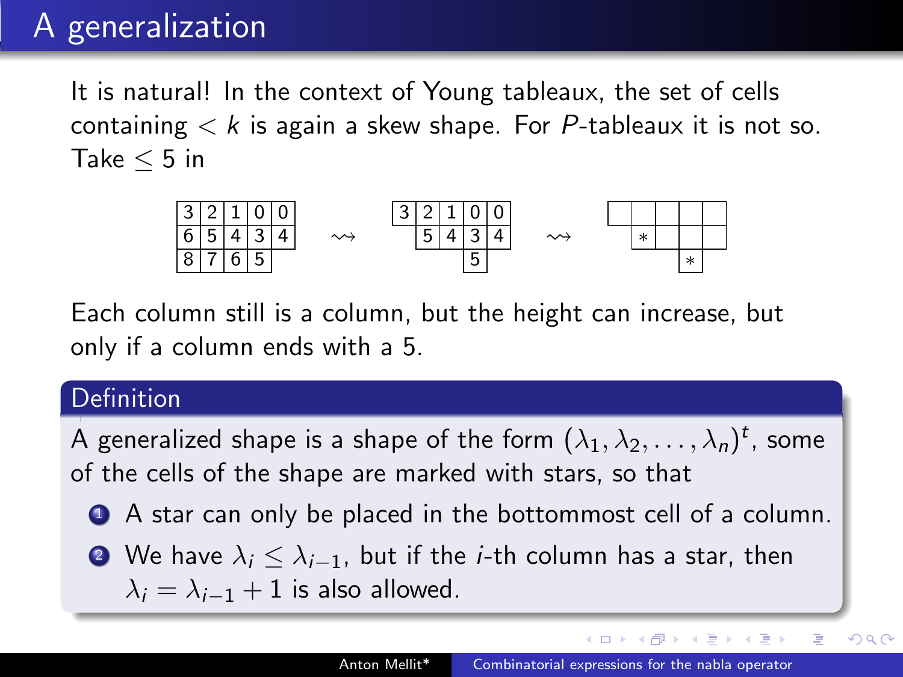# A generalization

It is natural! In the context of Young tableaux, the set of cells containing $< k$ is again a skew shape. For $P$-tableaux it is not so. Take $\leq 5$ in

| 3 | 2 | 1 | 0 | 0 |
|---|---|---|---|---|
| 6 | 5 | 4 | 3 | 4 |
| 8 | 7 | 6 | 5 | |

$\rightsquigarrow$

| 3 | 2 | 1 | 0 | 0 |
|---|---|---|---|---|
| | 5 | 4 | 3 | 4 |
| | | | 5 | |

$\rightsquigarrow$

| | | | | |
|---|---|---|---|---|
| | $*$ | | | |
| | | | $*$ | |

Each column still is a column, but the height can increase, but only if a column ends with a 5.

**Definition**

A generalized shape is a shape of the form $(\lambda_1, \lambda_2, \ldots, \lambda_n)^t$, some of the cells of the shape are marked with stars, so that

1. A star can only be placed in the bottommost cell of a column.
2. We have $\lambda_i \leq \lambda_{i-1}$, but if the $i$-th column has a star, then $\lambda_i = \lambda_{i-1} + 1$ is also allowed.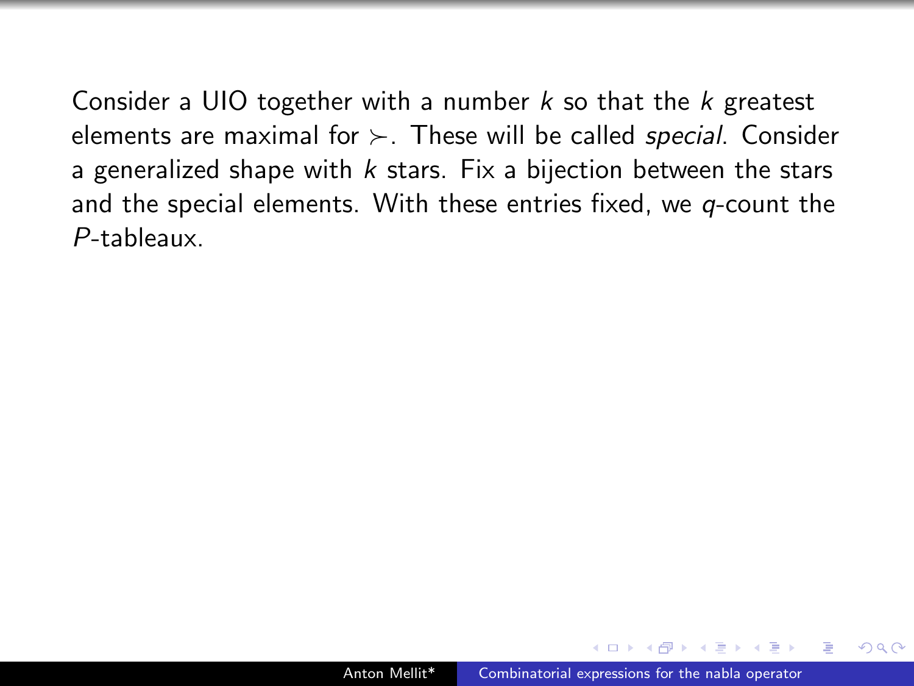Consider a UIO together with a number $k$ so that the $k$ greatest elements are maximal for $\succ$. These will be called *special*. Consider a generalized shape with $k$ stars. Fix a bijection between the stars and the special elements. With these entries fixed, we $q$-count the $P$-tableaux.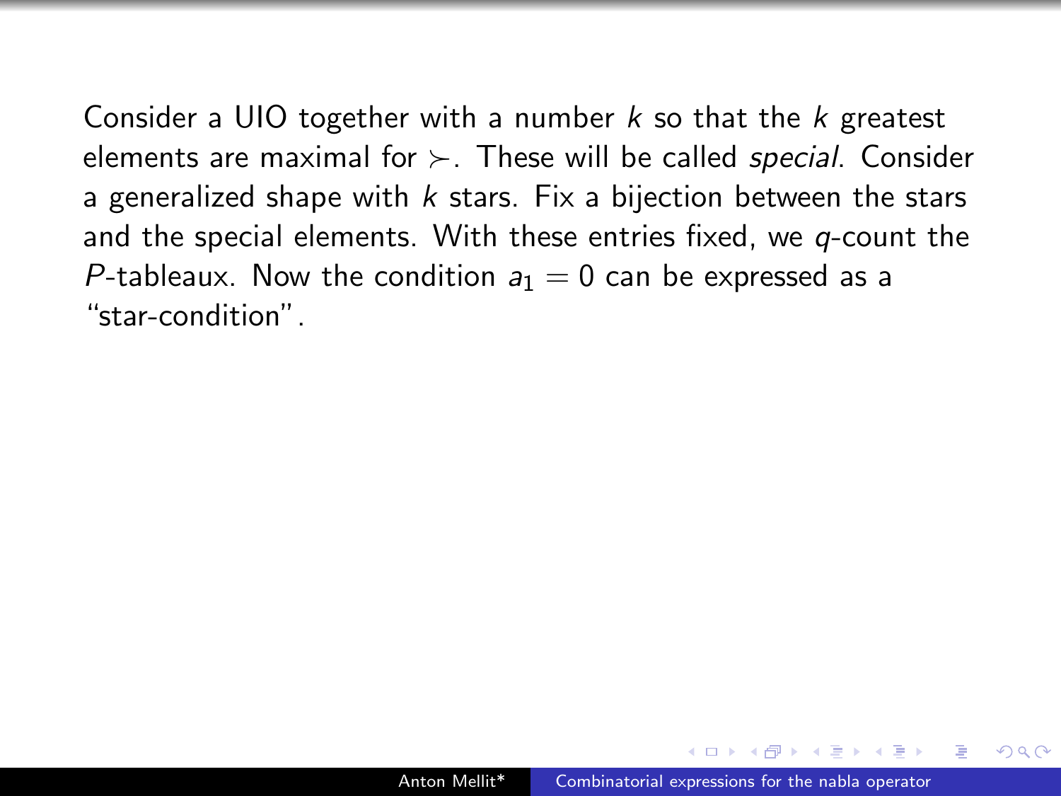Consider a UIO together with a number $k$ so that the $k$ greatest elements are maximal for $\succ$. These will be called *special*. Consider a generalized shape with $k$ stars. Fix a bijection between the stars and the special elements. With these entries fixed, we $q$-count the $P$-tableaux. Now the condition $a_1 = 0$ can be expressed as a "star-condition".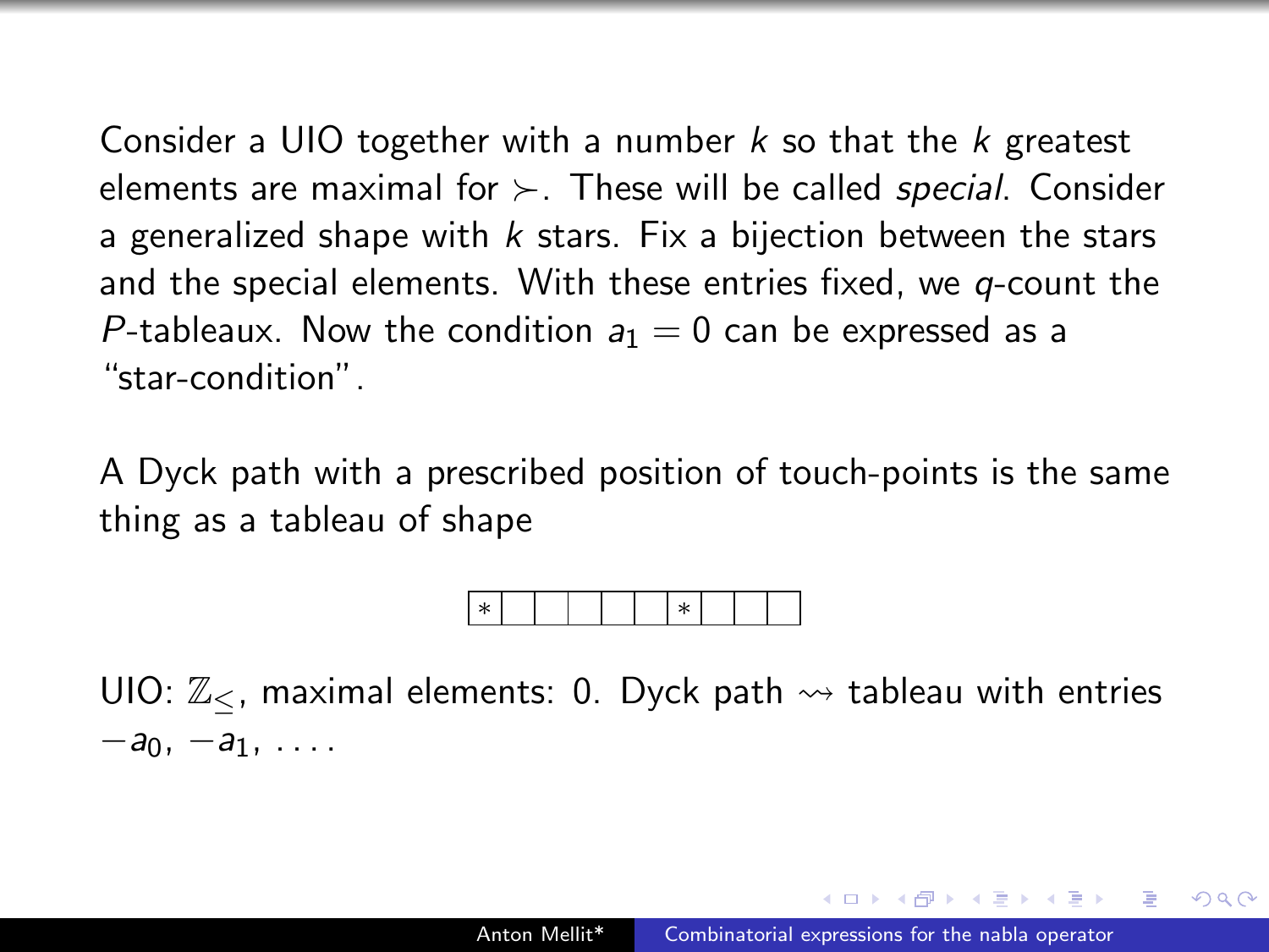Consider a UIO together with a number $k$ so that the $k$ greatest elements are maximal for $\succ$. These will be called *special*. Consider a generalized shape with $k$ stars. Fix a bijection between the stars and the special elements. With these entries fixed, we $q$-count the $P$-tableaux. Now the condition $a_1 = 0$ can be expressed as a "star-condition".

A Dyck path with a prescribed position of touch-points is the same thing as a tableau of shape

| * |  |  |  |  |  | * |  |  |  |
|---|---|---|---|---|---|---|---|---|---|

UIO: $\mathbb{Z}_{\leq}$, maximal elements: 0. Dyck path $\rightsquigarrow$ tableau with entries $-a_0$, $-a_1$, . . . .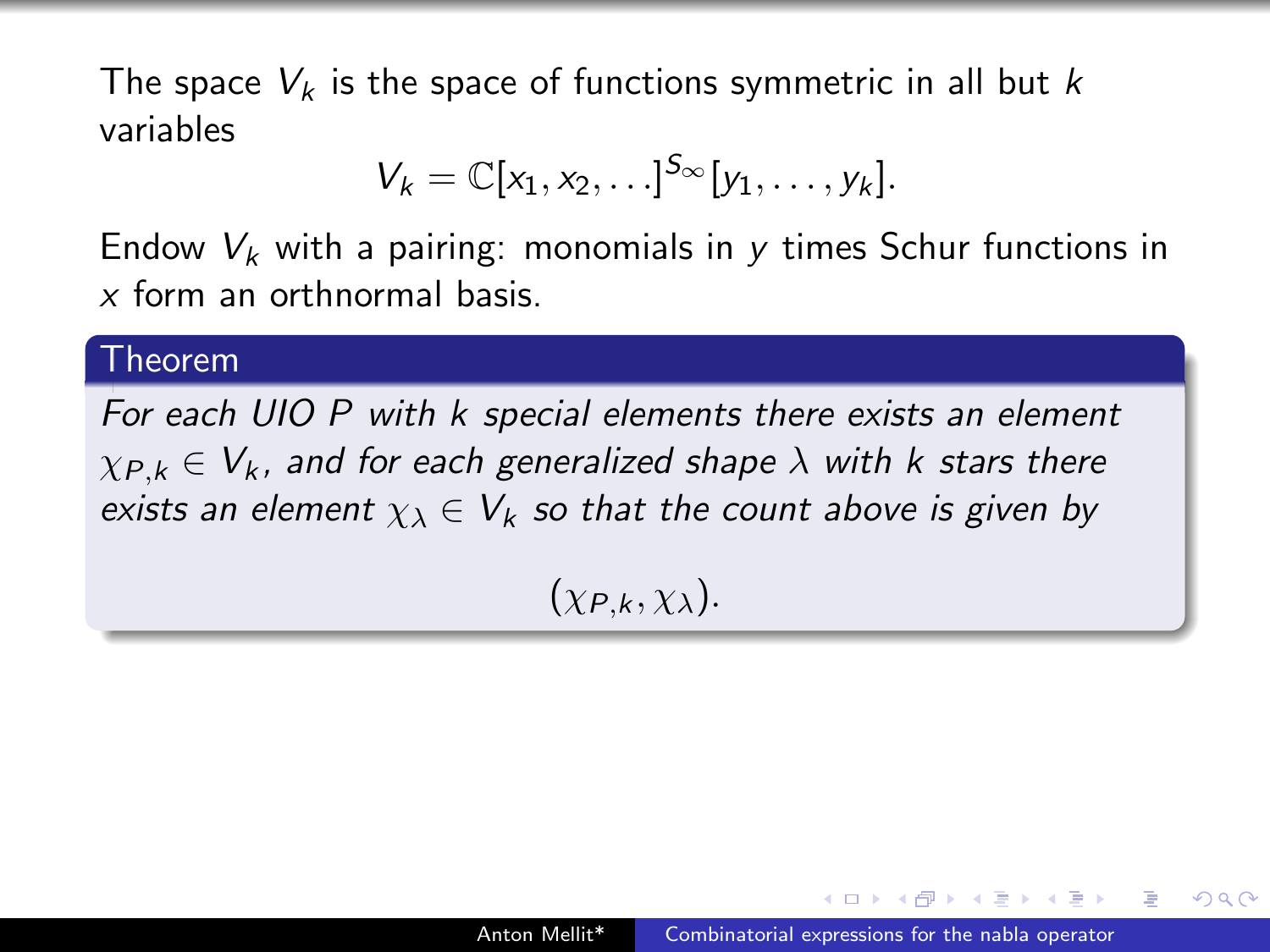The space $V_k$ is the space of functions symmetric in all but $k$ variables

$$V_k = \mathbb{C}[x_1, x_2, \ldots]^{S_\infty}[y_1, \ldots, y_k].$$

Endow $V_k$ with a pairing: monomials in $y$ times Schur functions in $x$ form an orthnormal basis.

**Theorem**

*For each UIO $P$ with $k$ special elements there exists an element $\chi_{P,k} \in V_k$, and for each generalized shape $\lambda$ with $k$ stars there exists an element $\chi_\lambda \in V_k$ so that the count above is given by*

$$(\chi_{P,k}, \chi_\lambda).$$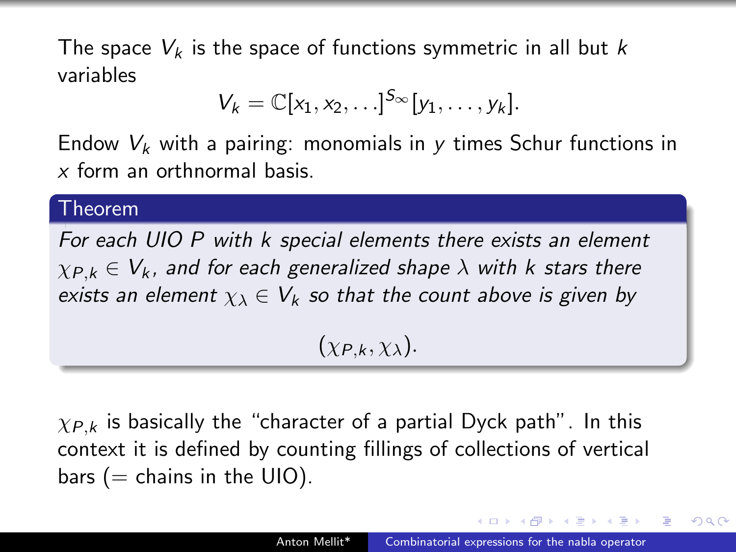The space $V_k$ is the space of functions symmetric in all but $k$ variables

$$V_k = \mathbb{C}[x_1, x_2, \ldots]^{S_\infty}[y_1, \ldots, y_k].$$

Endow $V_k$ with a pairing: monomials in $y$ times Schur functions in $x$ form an orthnormal basis.

**Theorem**

*For each UIO $P$ with $k$ special elements there exists an element $\chi_{P,k} \in V_k$, and for each generalized shape $\lambda$ with $k$ stars there exists an element $\chi_\lambda \in V_k$ so that the count above is given by*

$$(\chi_{P,k}, \chi_\lambda).$$

$\chi_{P,k}$ is basically the "character of a partial Dyck path". In this context it is defined by counting fillings of collections of vertical bars (= chains in the UIO).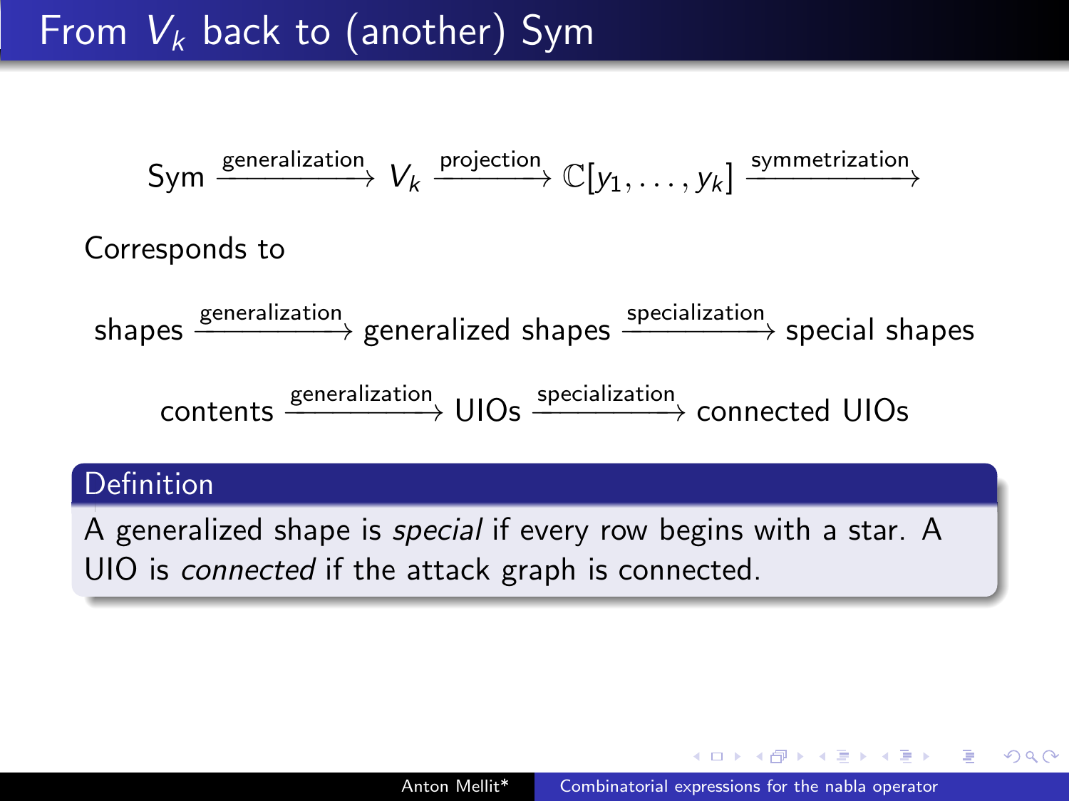# From $V_k$ back to (another) Sym

$$\mathrm{Sym} \xrightarrow{\text{generalization}} V_k \xrightarrow{\text{projection}} \mathbb{C}[y_1, \ldots, y_k] \xrightarrow{\text{symmetrization}}$$

Corresponds to

$$\text{shapes} \xrightarrow{\text{generalization}} \text{generalized shapes} \xrightarrow{\text{specialization}} \text{special shapes}$$

$$\text{contents} \xrightarrow{\text{generalization}} \text{UIOs} \xrightarrow{\text{specialization}} \text{connected UIOs}$$

**Definition**

A generalized shape is *special* if every row begins with a star. A UIO is *connected* if the attack graph is connected.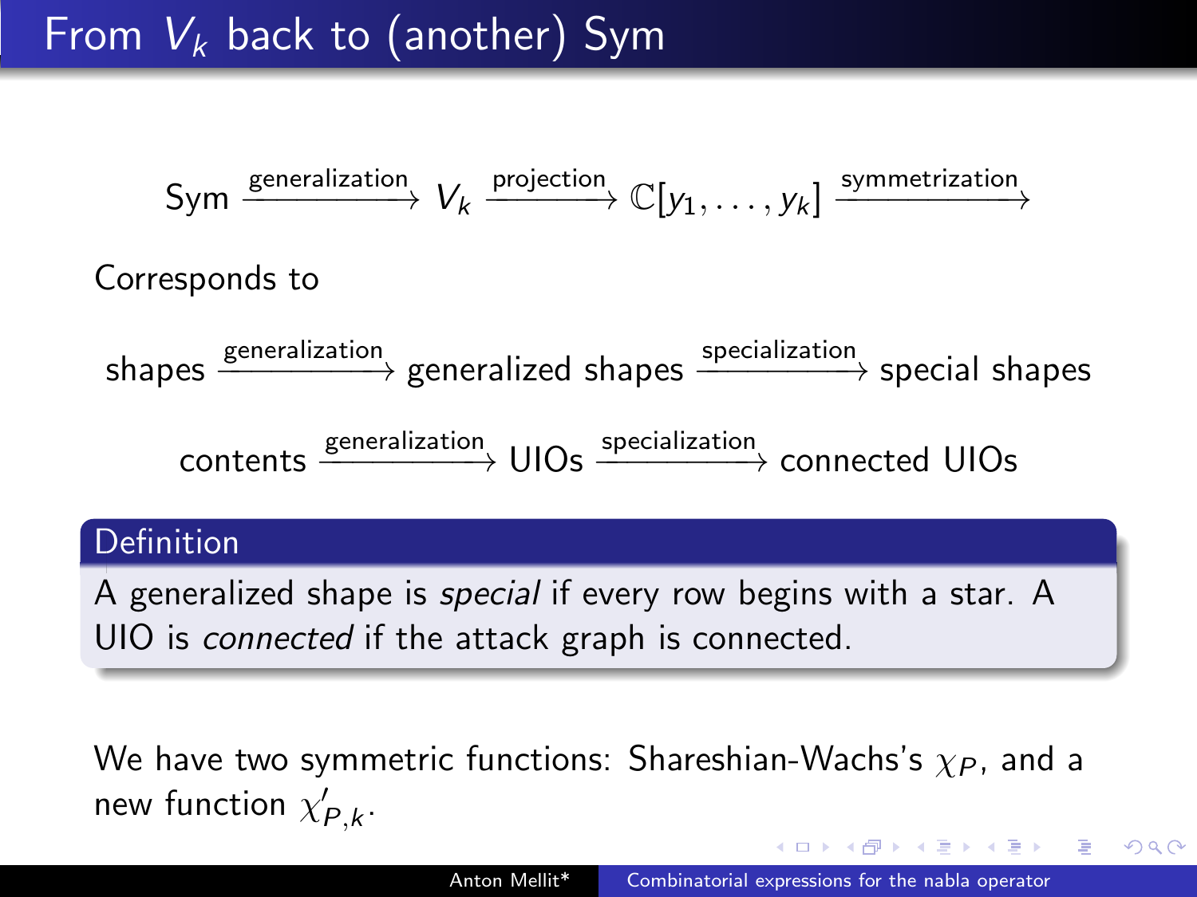# From $V_k$ back to (another) Sym

$$\mathrm{Sym} \xrightarrow{\text{generalization}} V_k \xrightarrow{\text{projection}} \mathbb{C}[y_1, \ldots, y_k] \xrightarrow{\text{symmetrization}}$$

Corresponds to

$$\text{shapes} \xrightarrow{\text{generalization}} \text{generalized shapes} \xrightarrow{\text{specialization}} \text{special shapes}$$

$$\text{contents} \xrightarrow{\text{generalization}} \text{UIOs} \xrightarrow{\text{specialization}} \text{connected UIOs}$$

**Definition**

A generalized shape is *special* if every row begins with a star. A UIO is *connected* if the attack graph is connected.

We have two symmetric functions: Shareshian-Wachs's $\chi_P$, and a new function $\chi'_{P,k}$.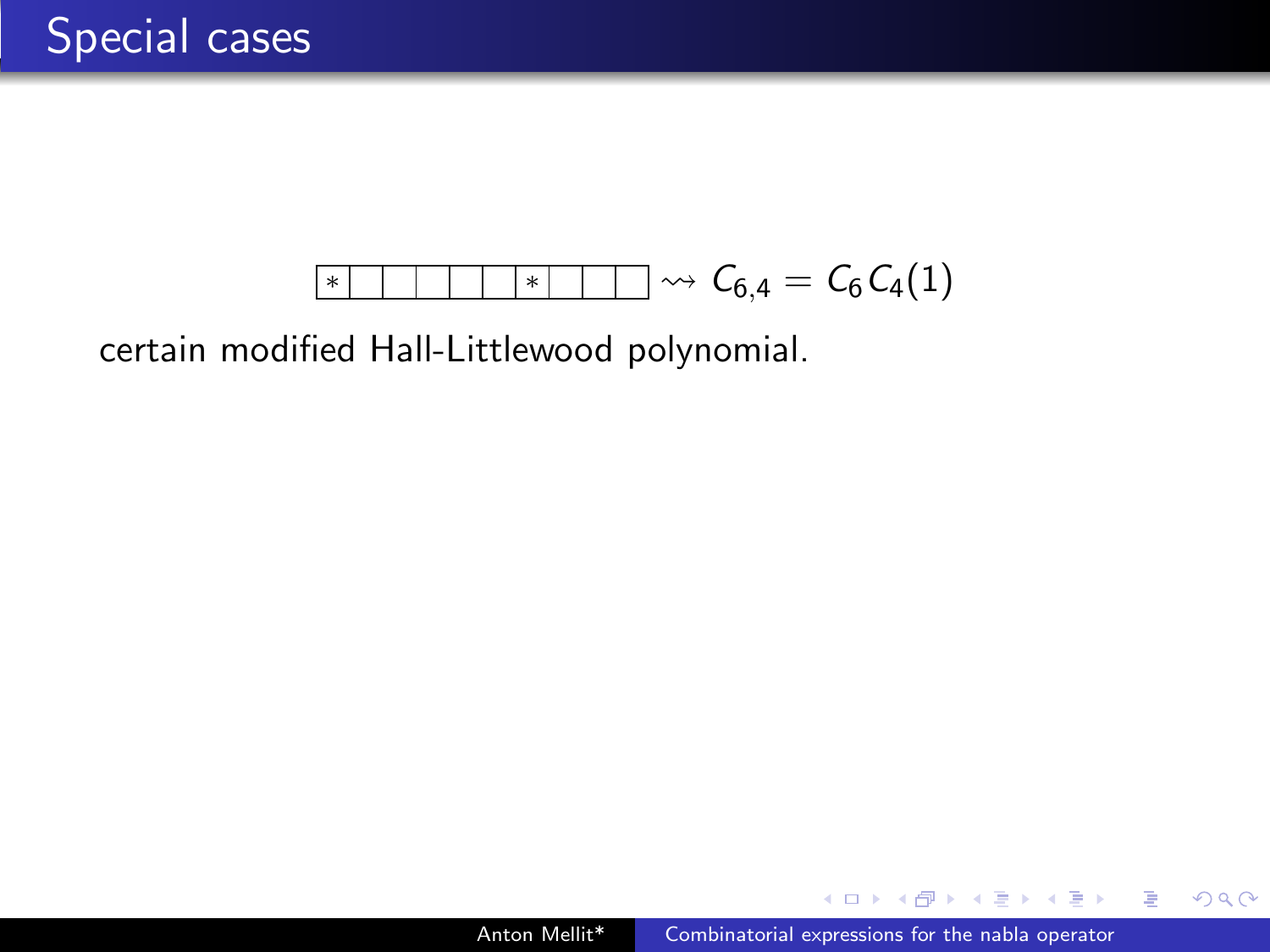# Special cases

$$\begin{array}{|c|c|c|c|c|c|c|c|c|c|} \hline * & & & & & & * & & & \\ \hline \end{array} \rightsquigarrow C_{6,4} = C_6 C_4(1)$$

certain modified Hall-Littlewood polynomial.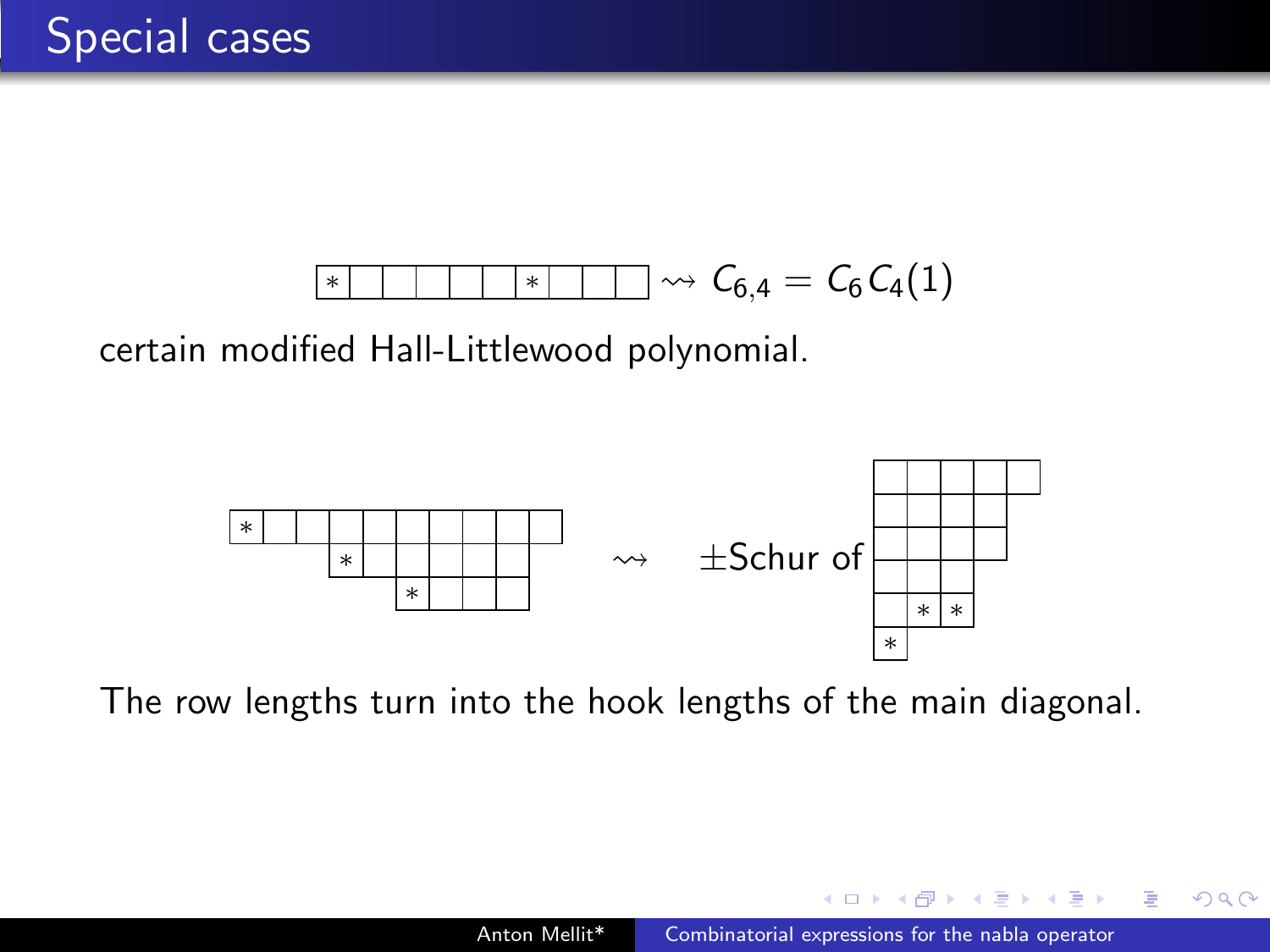# Special cases

| * | | | | | | * | | | |
|---|---|---|---|---|---|---|---|---|---|

$\rightsquigarrow C_{6,4} = C_6 C_4(1)$

certain modified Hall-Littlewood polynomial.

$\rightsquigarrow$ $\pm$Schur of

The row lengths turn into the hook lengths of the main diagonal.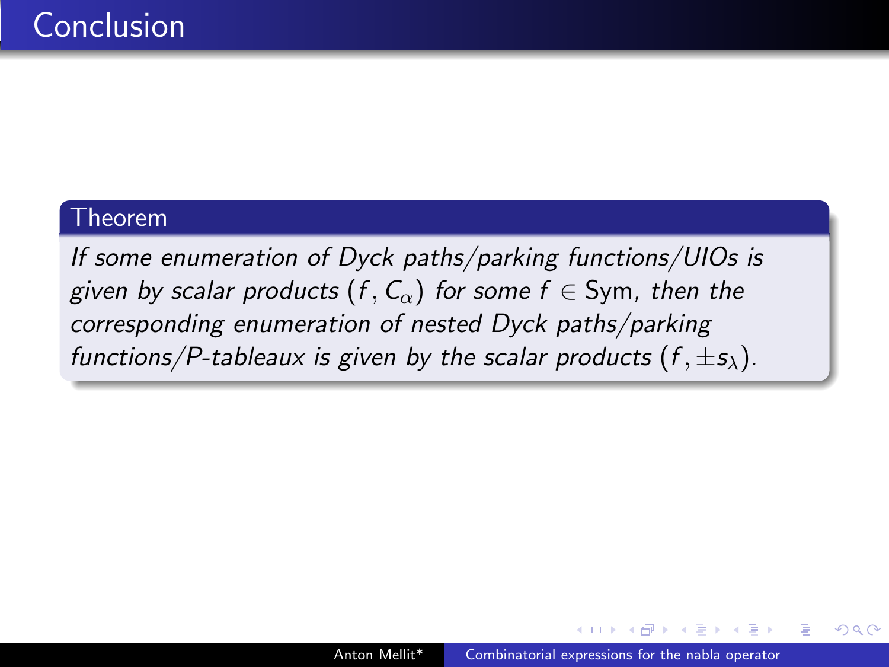# Conclusion

**Theorem**

*If some enumeration of Dyck paths/parking functions/UIOs is given by scalar products $(f, C_\alpha)$ for some $f \in \mathrm{Sym}$, then the corresponding enumeration of nested Dyck paths/parking functions/P-tableaux is given by the scalar products $(f, \pm s_\lambda)$.*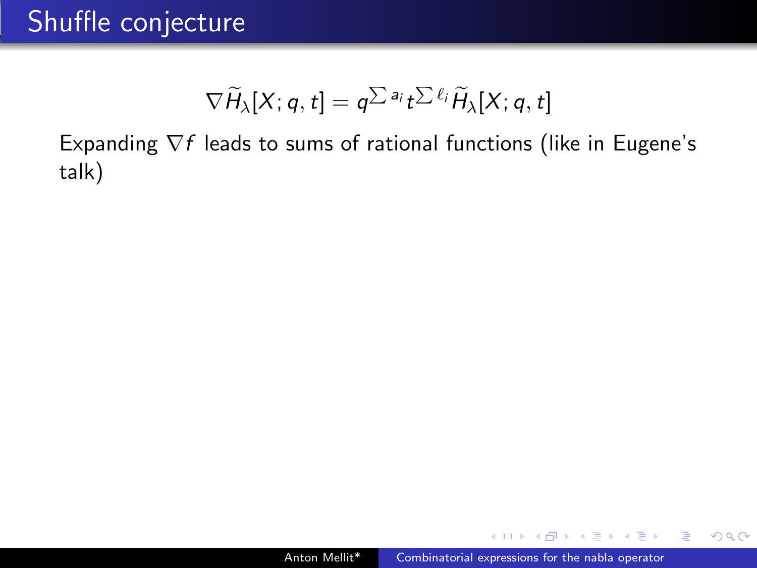# Shuffle conjecture

$$\nabla \widetilde{H}_\lambda[X; q, t] = q^{\sum a_i} t^{\sum \ell_i} \widetilde{H}_\lambda[X; q, t]$$

Expanding $\nabla f$ leads to sums of rational functions (like in Eugene's talk)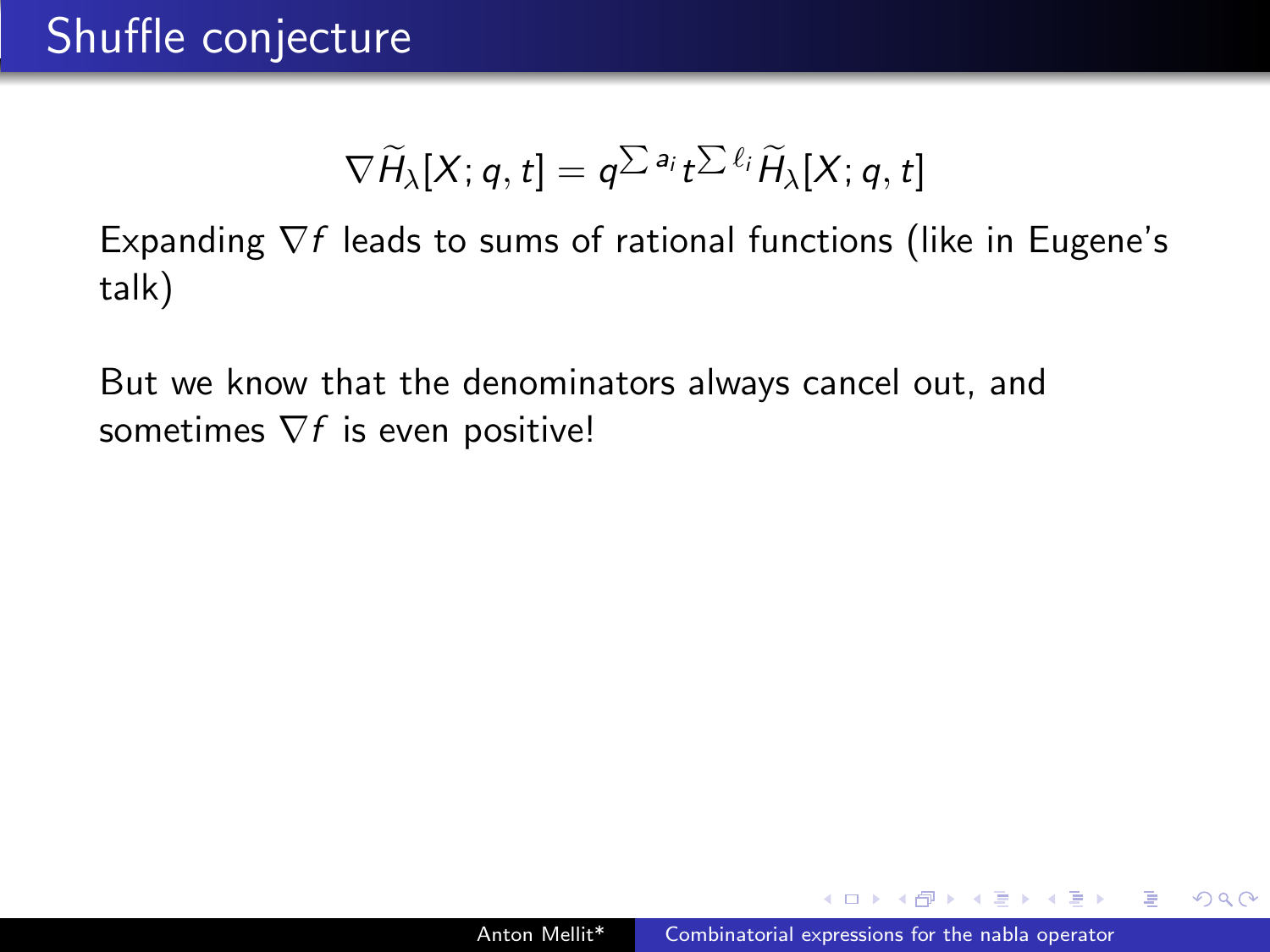# Shuffle conjecture

$$\nabla \widetilde{H}_\lambda[X; q, t] = q^{\sum a_i} t^{\sum \ell_i} \widetilde{H}_\lambda[X; q, t]$$

Expanding $\nabla f$ leads to sums of rational functions (like in Eugene's talk)

But we know that the denominators always cancel out, and sometimes $\nabla f$ is even positive!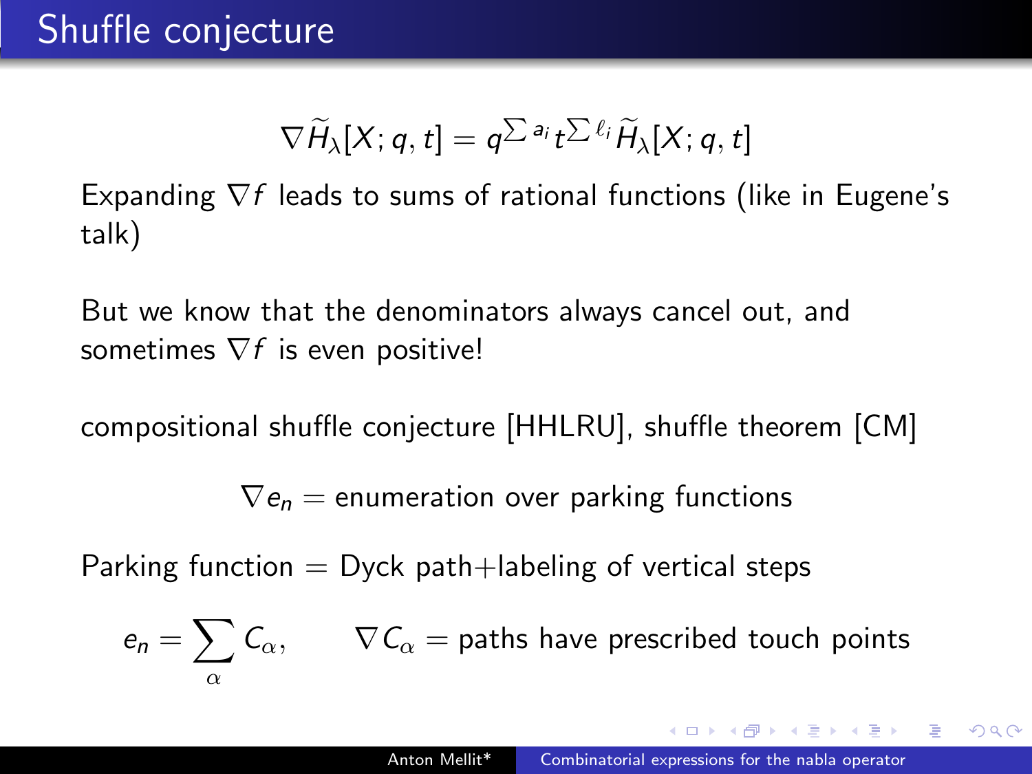# Shuffle conjecture

$$\nabla \widetilde{H}_\lambda[X;q,t] = q^{\sum a_i} t^{\sum \ell_i} \widetilde{H}_\lambda[X;q,t]$$

Expanding $\nabla f$ leads to sums of rational functions (like in Eugene's talk)

But we know that the denominators always cancel out, and sometimes $\nabla f$ is even positive!

compositional shuffle conjecture [HHLRU], shuffle theorem [CM]

$$\nabla e_n = \text{enumeration over parking functions}$$

Parking function = Dyck path+labeling of vertical steps

$$e_n = \sum_\alpha C_\alpha, \qquad \nabla C_\alpha = \text{paths have prescribed touch points}$$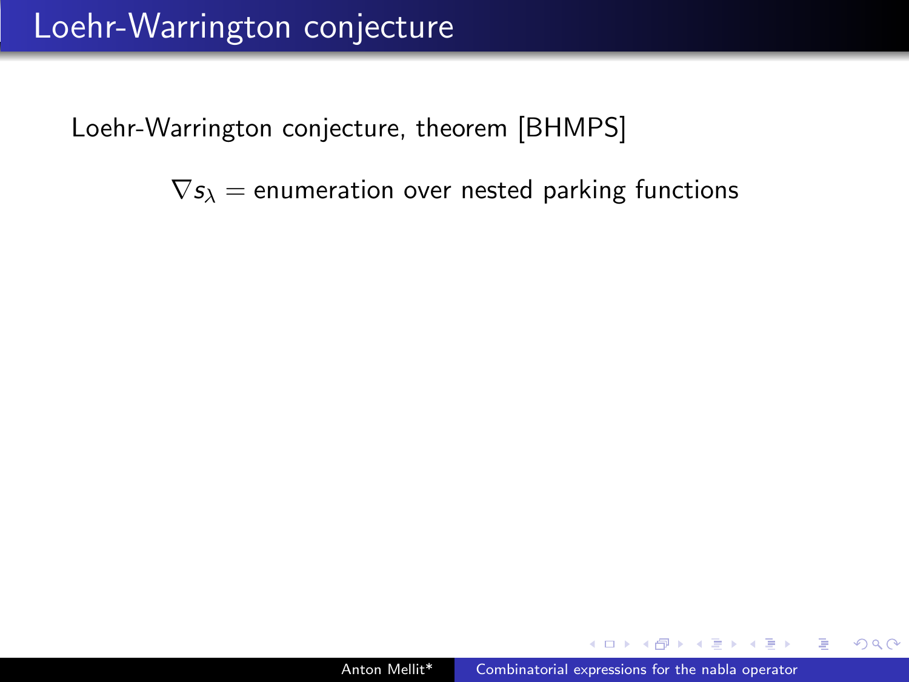# Loehr-Warrington conjecture

Loehr-Warrington conjecture, theorem [BHMPS]

$$\nabla s_\lambda = \text{enumeration over nested parking functions}$$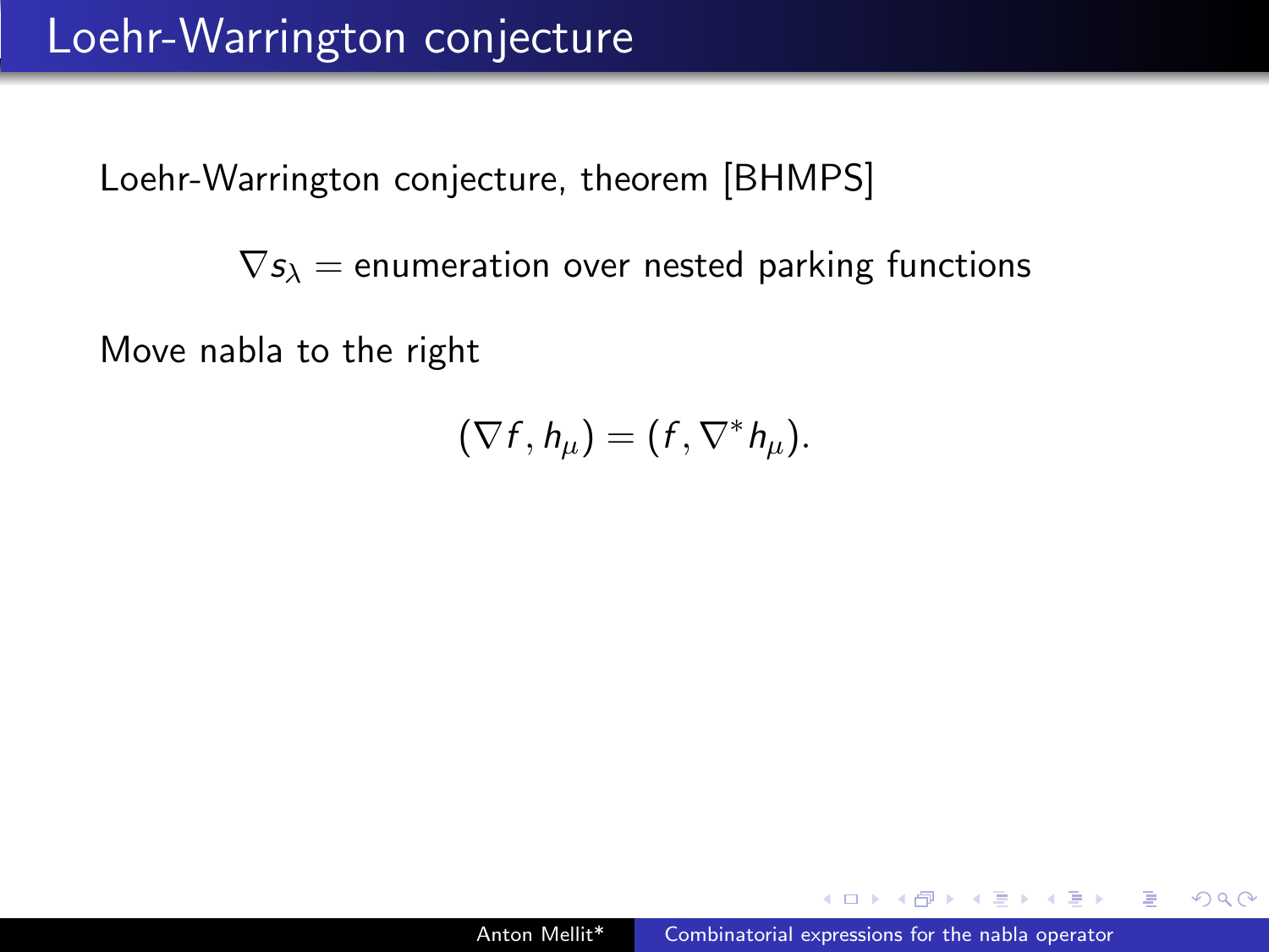# Loehr-Warrington conjecture

Loehr-Warrington conjecture, theorem [BHMPS]

$$\nabla s_\lambda = \text{enumeration over nested parking functions}$$

Move nabla to the right

$$(\nabla f, h_\mu) = (f, \nabla^* h_\mu).$$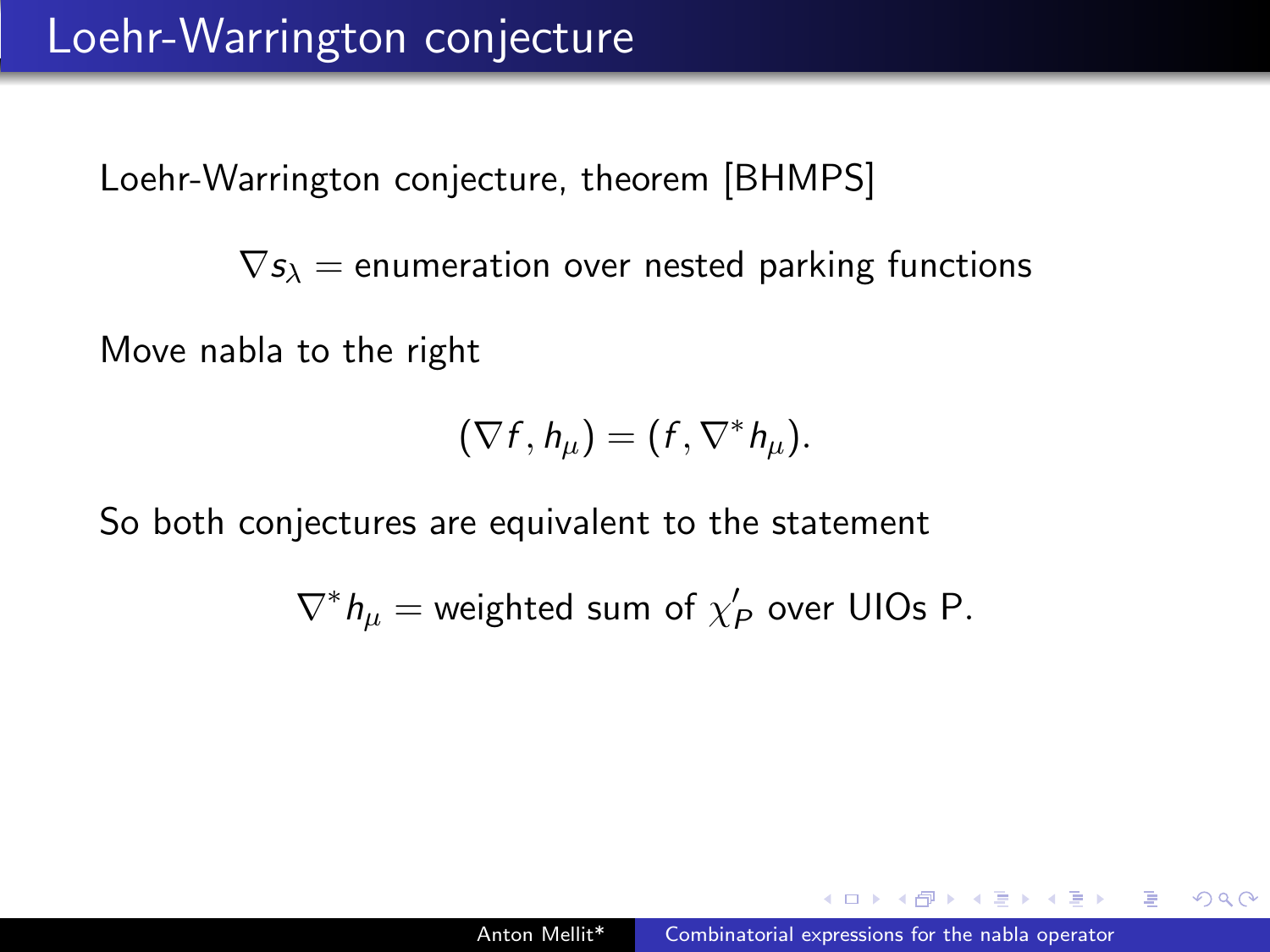# Loehr-Warrington conjecture

Loehr-Warrington conjecture, theorem [BHMPS]

$$\nabla s_\lambda = \text{enumeration over nested parking functions}$$

Move nabla to the right

$$(\nabla f, h_\mu) = (f, \nabla^* h_\mu).$$

So both conjectures are equivalent to the statement

$$\nabla^* h_\mu = \text{weighted sum of } \chi'_P \text{ over UIOs P.}$$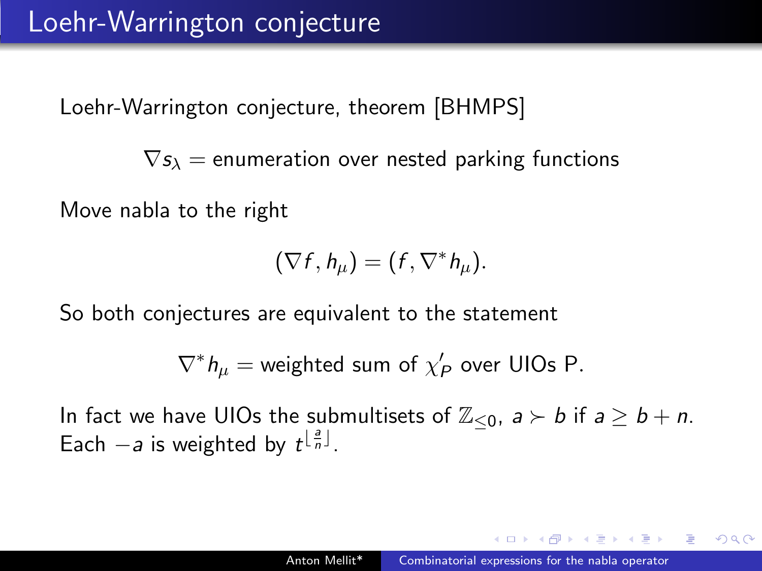# Loehr-Warrington conjecture

Loehr-Warrington conjecture, theorem [BHMPS]

$$\nabla s_\lambda = \text{enumeration over nested parking functions}$$

Move nabla to the right

$$(\nabla f, h_\mu) = (f, \nabla^* h_\mu).$$

So both conjectures are equivalent to the statement

$$\nabla^* h_\mu = \text{weighted sum of } \chi'_P \text{ over UIOs P}.$$

In fact we have UIOs the submultisets of $\mathbb{Z}_{\leq 0}$, $a \succ b$ if $a \geq b + n$. Each $-a$ is weighted by $t^{\lfloor \frac{a}{n} \rfloor}$.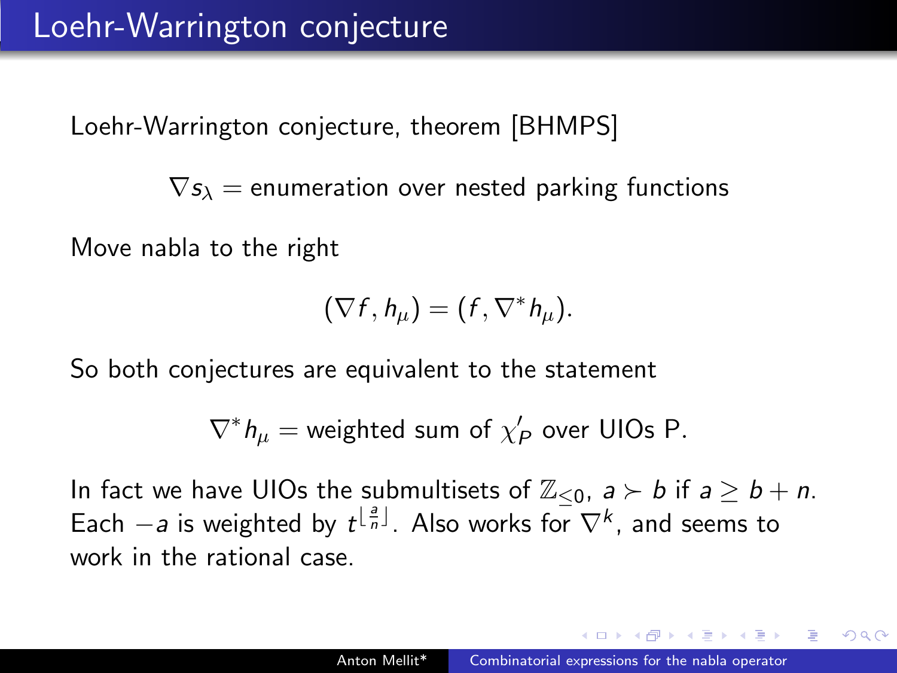# Loehr-Warrington conjecture

Loehr-Warrington conjecture, theorem [BHMPS]

$$\nabla s_\lambda = \text{enumeration over nested parking functions}$$

Move nabla to the right

$$(\nabla f, h_\mu) = (f, \nabla^* h_\mu).$$

So both conjectures are equivalent to the statement

$$\nabla^* h_\mu = \text{weighted sum of } \chi'_P \text{ over UIOs P}.$$

In fact we have UIOs the submultisets of $\mathbb{Z}_{\leq 0}$, $a \succ b$ if $a \geq b + n$. Each $-a$ is weighted by $t^{\lfloor \frac{a}{n} \rfloor}$. Also works for $\nabla^k$, and seems to work in the rational case.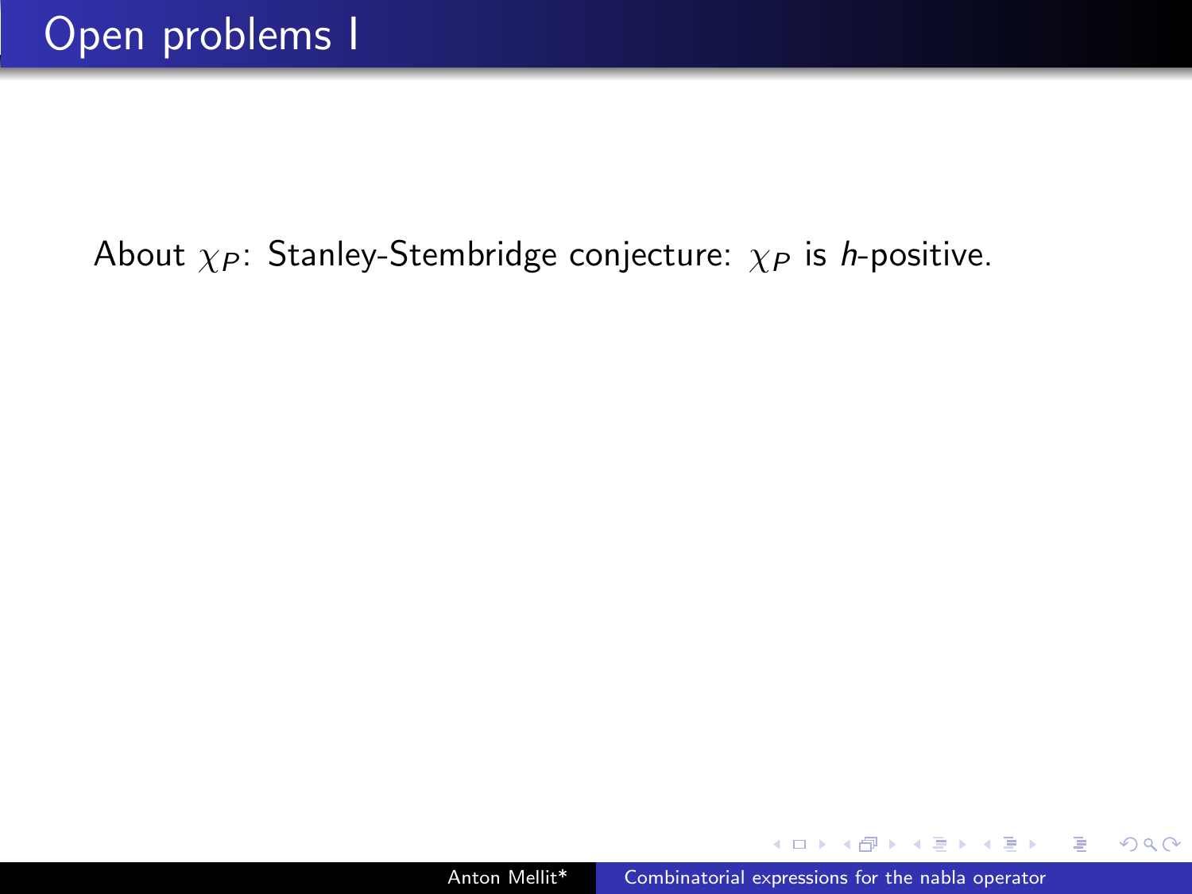# Open problems I

About $\chi_P$: Stanley-Stembridge conjecture: $\chi_P$ is $h$-positive.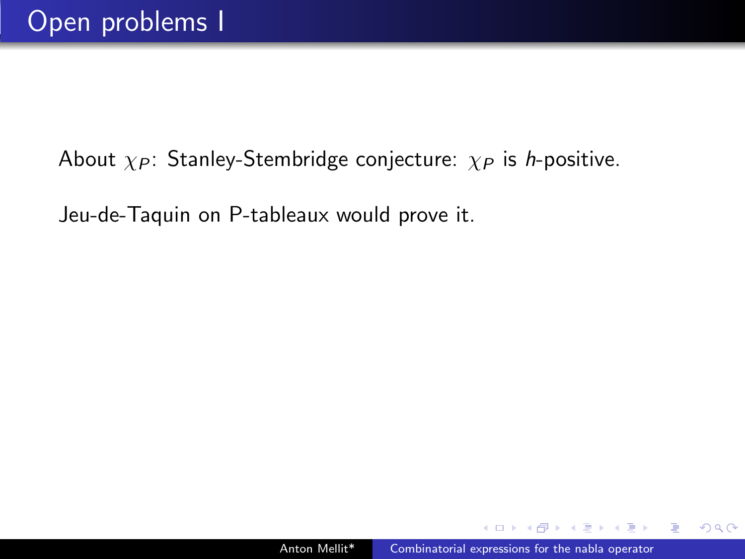# Open problems I

About $\chi_P$: Stanley-Stembridge conjecture: $\chi_P$ is $h$-positive.

Jeu-de-Taquin on P-tableaux would prove it.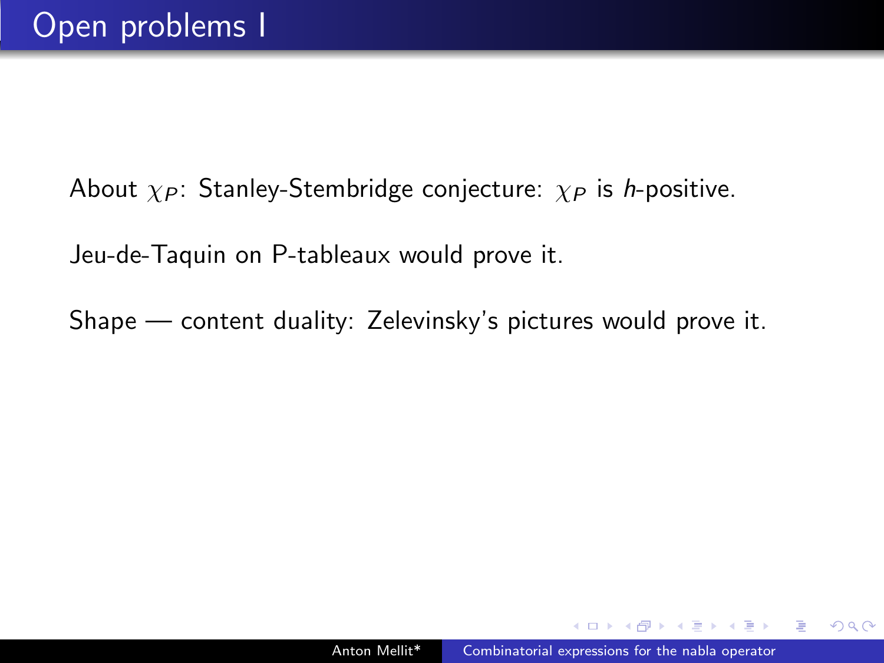# Open problems I

About $\chi_P$: Stanley-Stembridge conjecture: $\chi_P$ is $h$-positive.

Jeu-de-Taquin on P-tableaux would prove it.

Shape — content duality: Zelevinsky's pictures would prove it.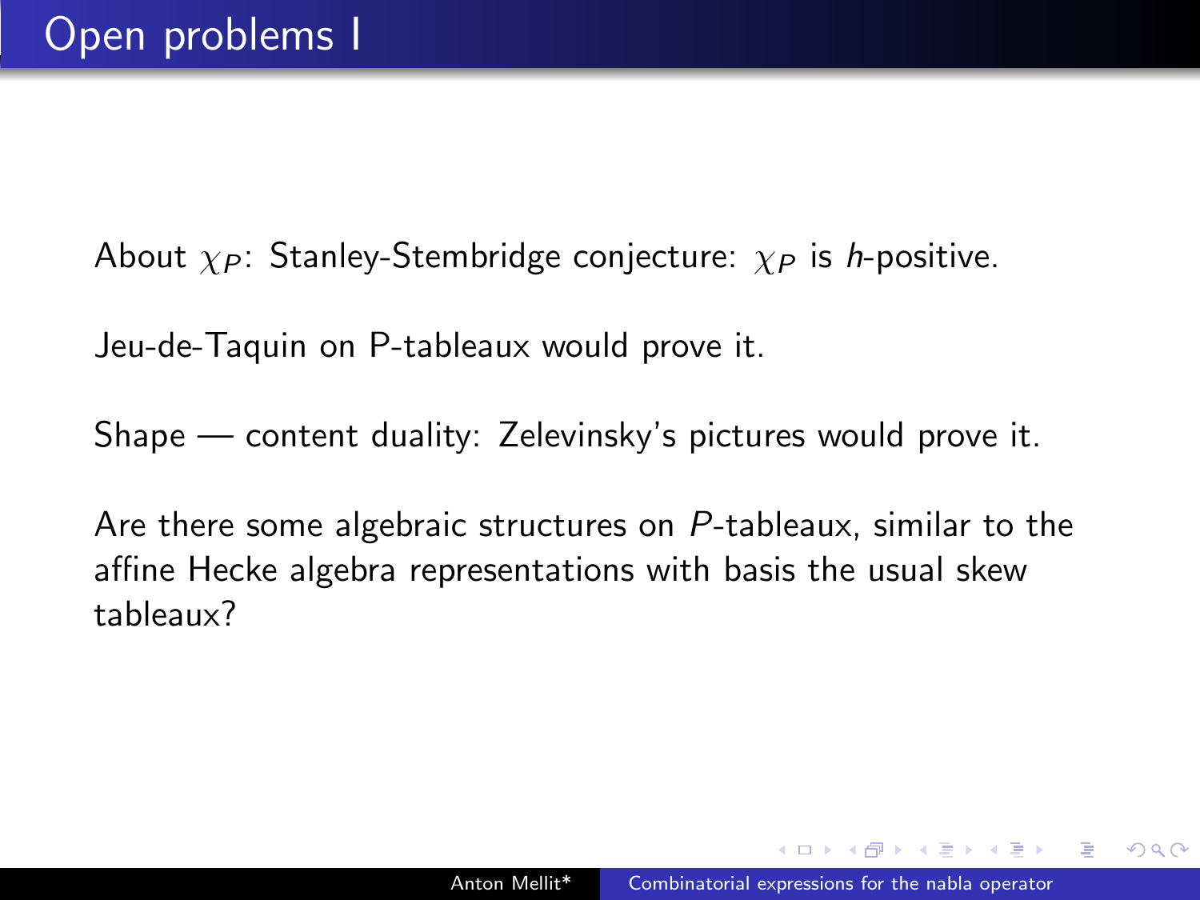# Open problems I

About $\chi_P$: Stanley-Stembridge conjecture: $\chi_P$ is $h$-positive.

Jeu-de-Taquin on P-tableaux would prove it.

Shape — content duality: Zelevinsky's pictures would prove it.

Are there some algebraic structures on $P$-tableaux, similar to the affine Hecke algebra representations with basis the usual skew tableaux?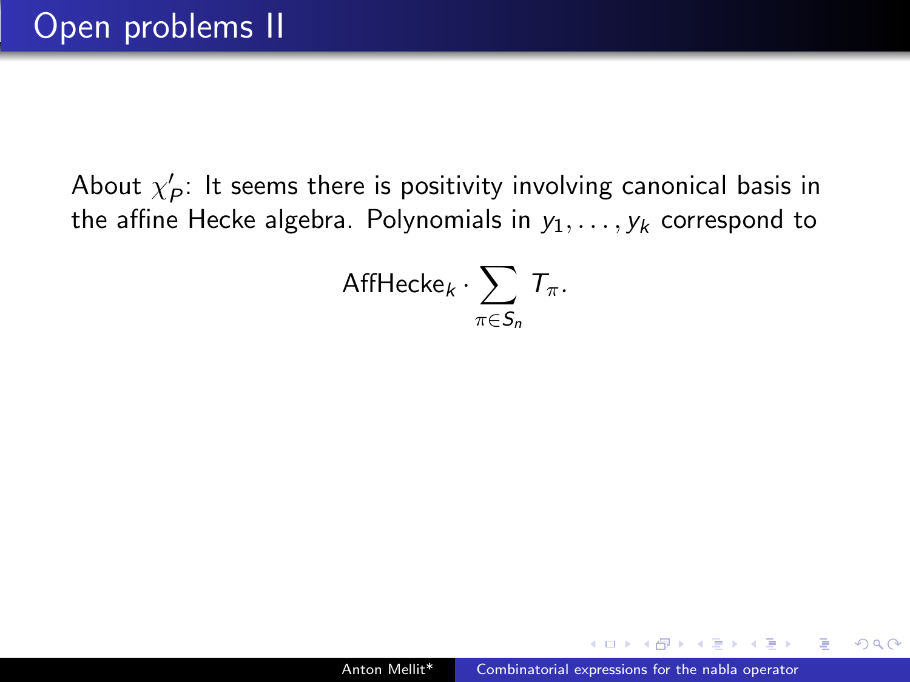# Open problems II

About $\chi'_P$: It seems there is positivity involving canonical basis in the affine Hecke algebra. Polynomials in $y_1, \ldots, y_k$ correspond to

$$\mathrm{AffHecke}_k \cdot \sum_{\pi \in S_n} T_\pi.$$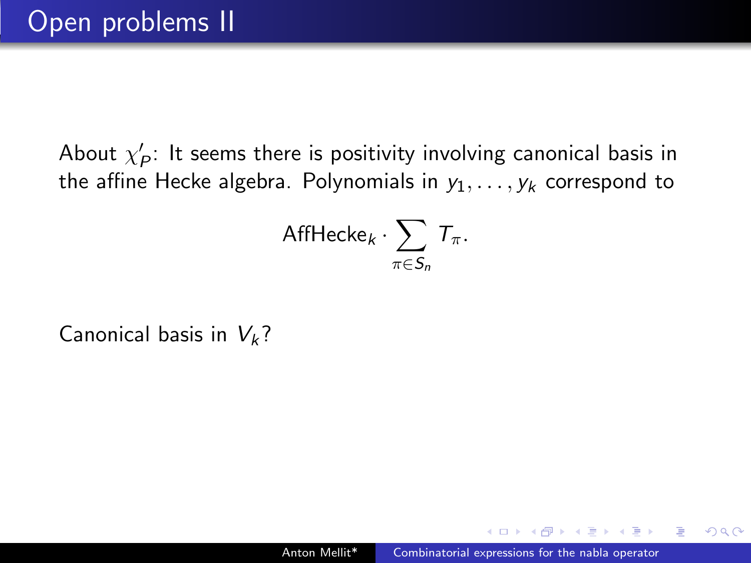# Open problems II

About $\chi'_P$: It seems there is positivity involving canonical basis in the affine Hecke algebra. Polynomials in $y_1, \ldots, y_k$ correspond to

$$\mathrm{AffHecke}_k \cdot \sum_{\pi \in S_n} T_\pi.$$

Canonical basis in $V_k$?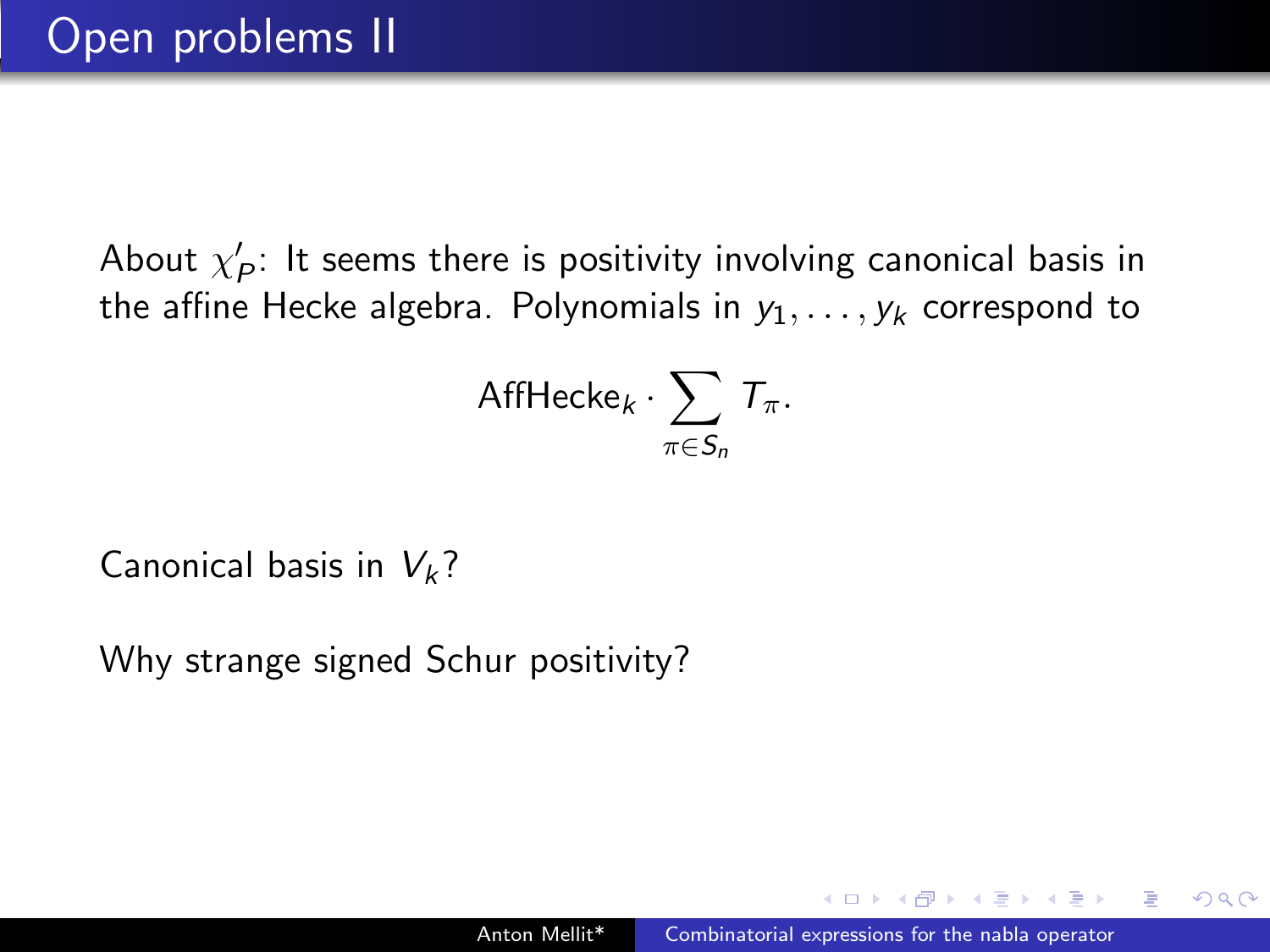# Open problems II

About $\chi'_P$: It seems there is positivity involving canonical basis in the affine Hecke algebra. Polynomials in $y_1, \ldots, y_k$ correspond to

$$\mathrm{AffHecke}_k \cdot \sum_{\pi \in S_n} T_\pi.$$

Canonical basis in $V_k$?

Why strange signed Schur positivity?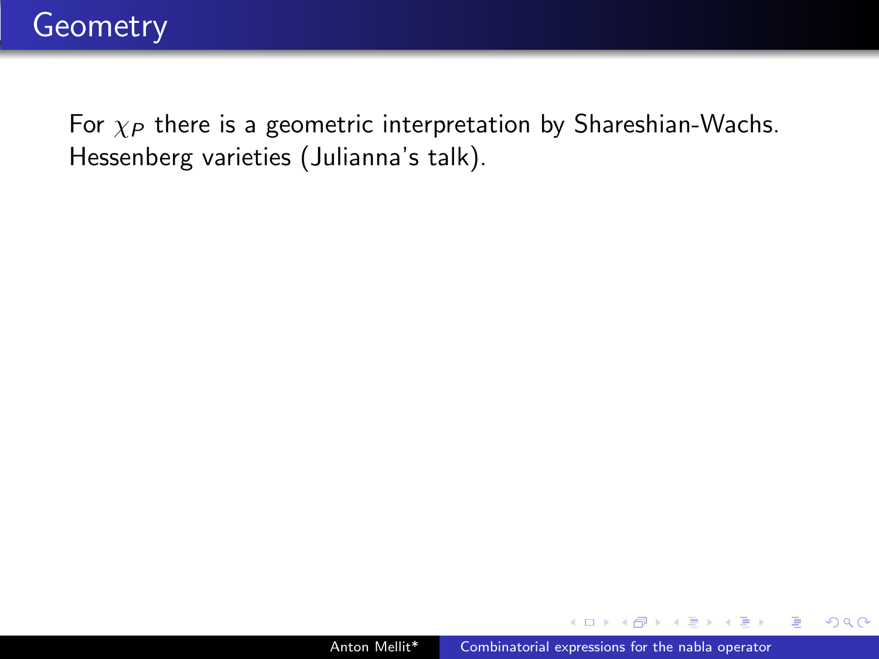# Geometry

For $\chi_P$ there is a geometric interpretation by Shareshian-Wachs. Hessenberg varieties (Julianna's talk).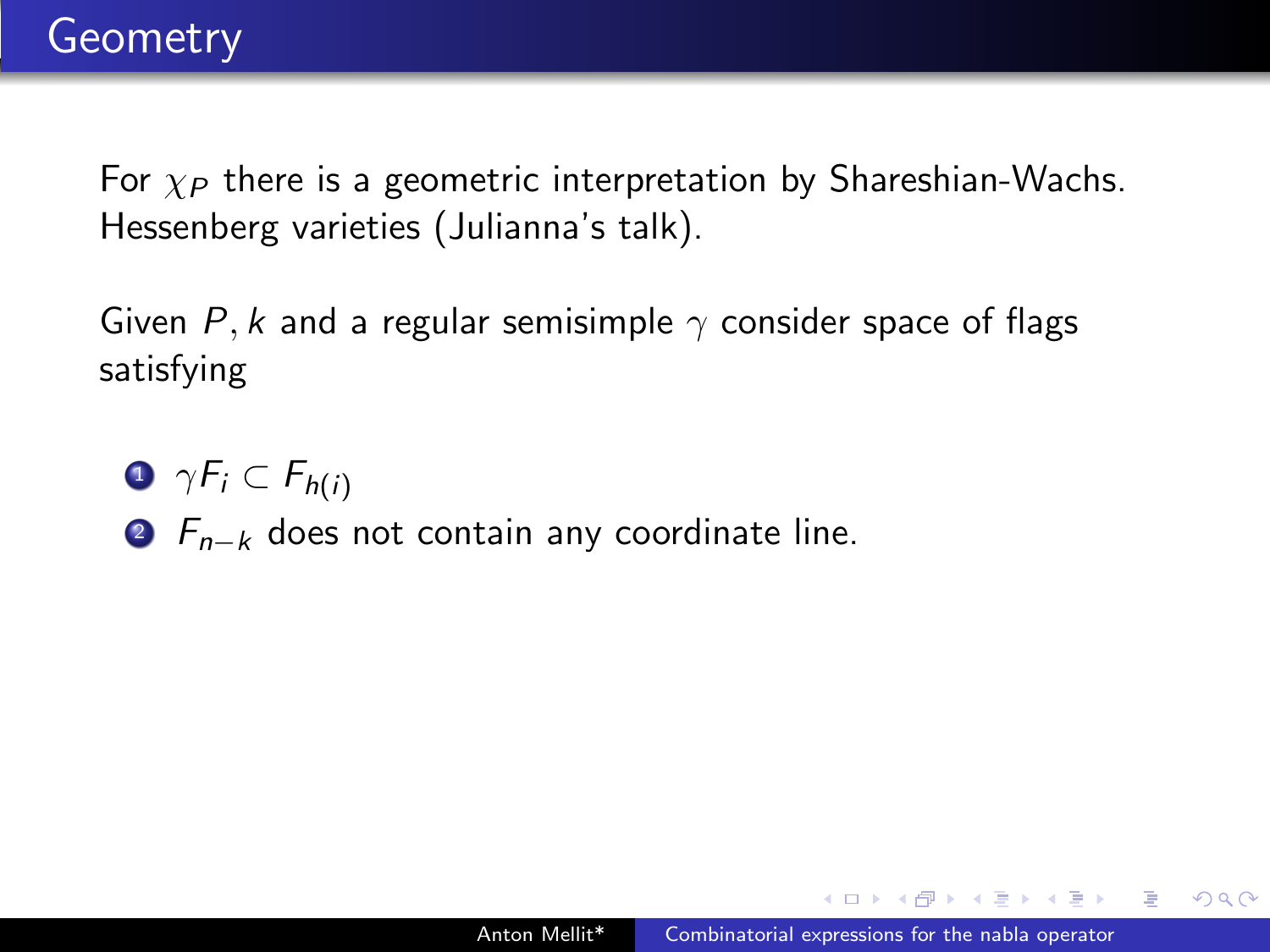## Geometry

For $\chi_P$ there is a geometric interpretation by Shareshian-Wachs. Hessenberg varieties (Julianna's talk).

Given $P, k$ and a regular semisimple $\gamma$ consider space of flags satisfying

1. $\gamma F_i \subset F_{h(i)}$
2. $F_{n-k}$ does not contain any coordinate line.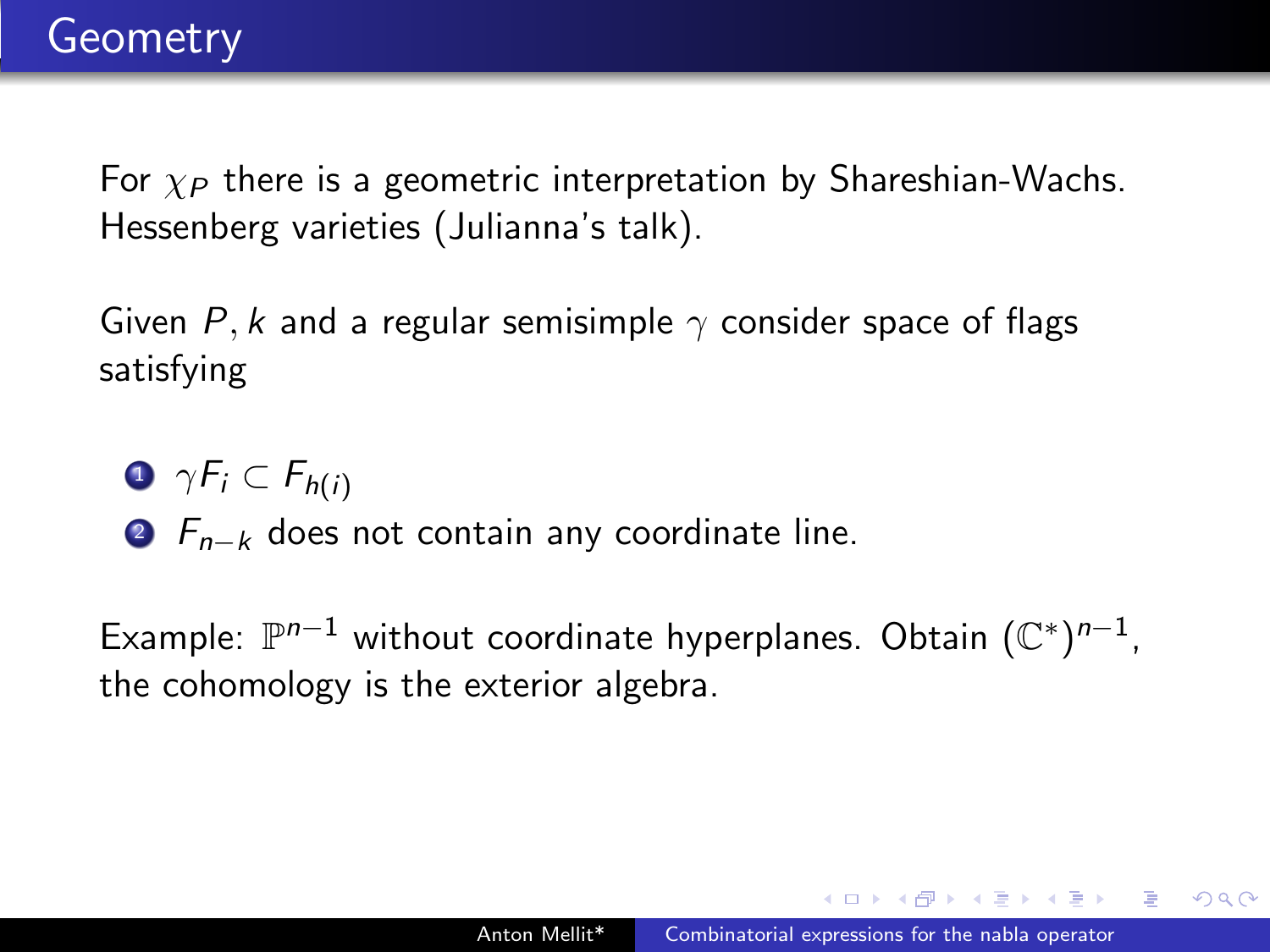# Geometry

For $\chi_P$ there is a geometric interpretation by Shareshian-Wachs. Hessenberg varieties (Julianna's talk).

Given $P, k$ and a regular semisimple $\gamma$ consider space of flags satisfying

1. $\gamma F_i \subset F_{h(i)}$
2. $F_{n-k}$ does not contain any coordinate line.

Example: $\mathbb{P}^{n-1}$ without coordinate hyperplanes. Obtain $(\mathbb{C}^*)^{n-1}$, the cohomology is the exterior algebra.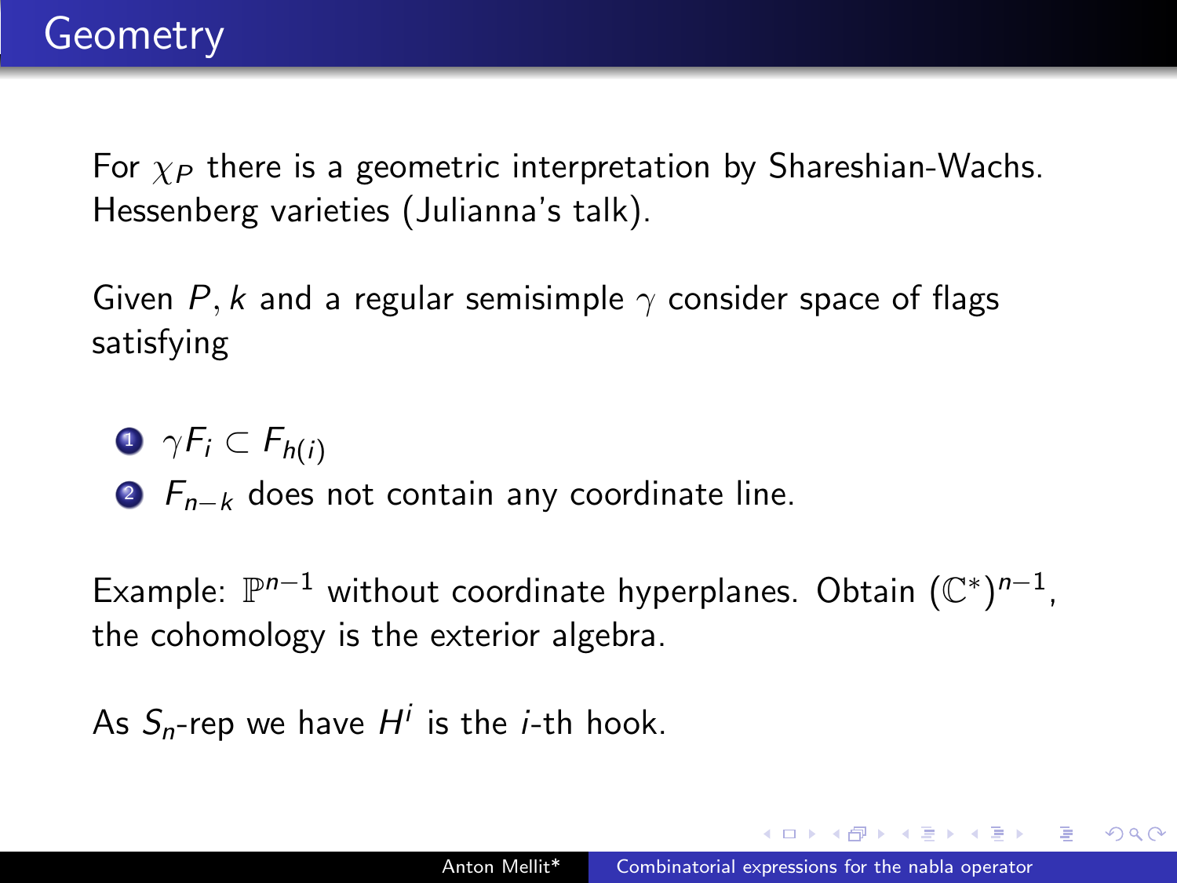# Geometry

For $\chi_P$ there is a geometric interpretation by Shareshian-Wachs. Hessenberg varieties (Julianna's talk).

Given $P, k$ and a regular semisimple $\gamma$ consider space of flags satisfying

1. $\gamma F_i \subset F_{h(i)}$
2. $F_{n-k}$ does not contain any coordinate line.

Example: $\mathbb{P}^{n-1}$ without coordinate hyperplanes. Obtain $(\mathbb{C}^*)^{n-1}$, the cohomology is the exterior algebra.

As $S_n$-rep we have $H^i$ is the $i$-th hook.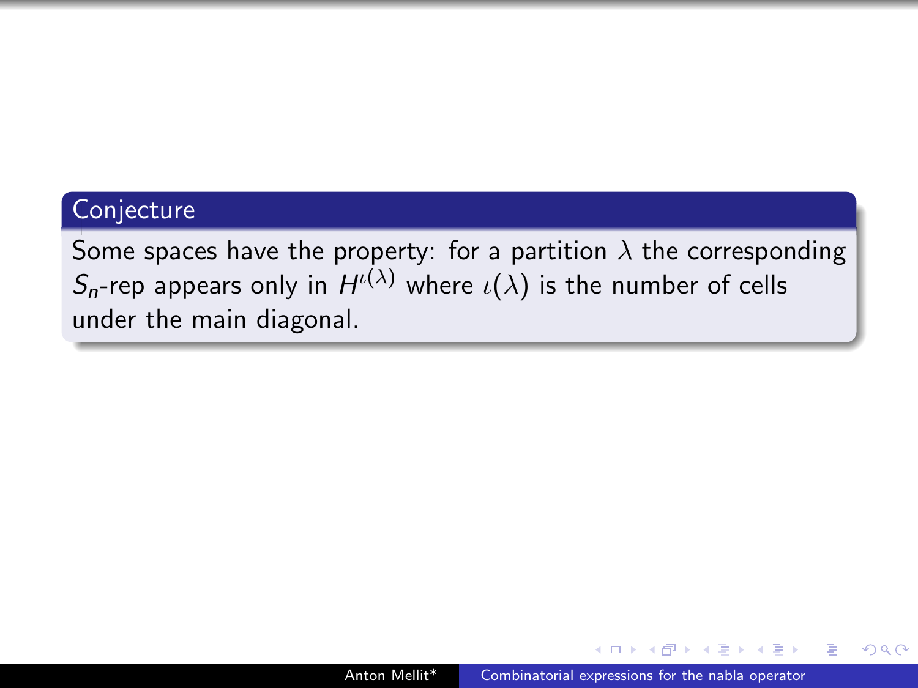**Conjecture**

Some spaces have the property: for a partition $\lambda$ the corresponding $S_n$-rep appears only in $H^{\iota(\lambda)}$ where $\iota(\lambda)$ is the number of cells under the main diagonal.